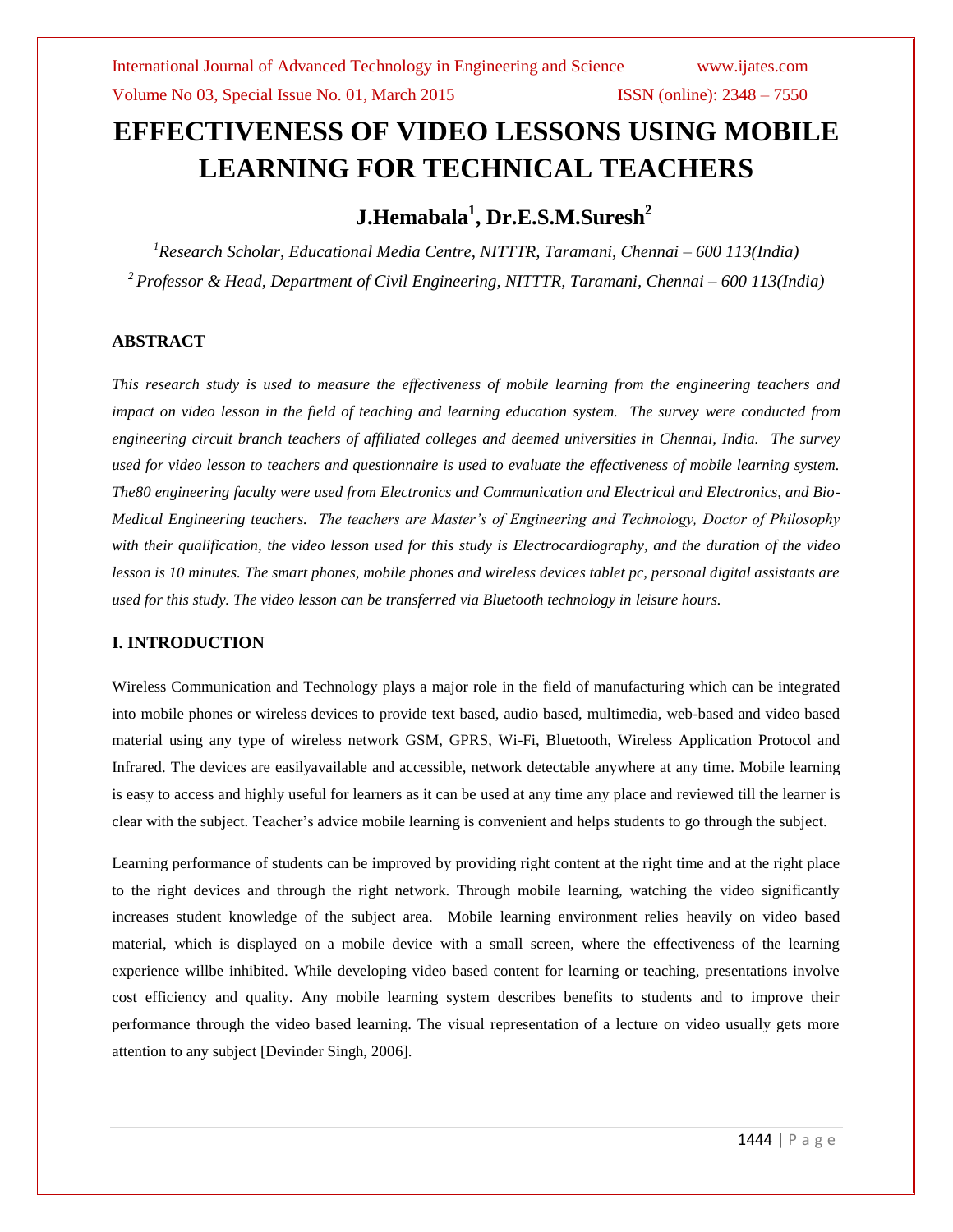# EFFECTIVENESS OF VIDEO LESSONS USING MOBILE LEARNING FOR TECHNICAL TEACHERS

## J.Hemabala[1], Dr.E.S.M.Suresh[2]

*[1]Research Scholar, Educational Media Centre, NITTTR, Taramani, Chennai – 600 113(India)*

*[2] Professor & Head, Department of Civil Engineering, NITTTR, Taramani, Chennai – 600 113(India)*

### ABSTRACT

*This research study is used to measure the effectiveness of mobile learning from the engineering teachers and impact on video lesson in the field of teaching and learning education system. The survey were conducted from engineering circuit branch teachers of affiliated colleges and deemed universities in Chennai, India. The survey used for video lesson to teachers and questionnaire is used to evaluate the effectiveness of mobile learning system. The80 engineering faculty were used from Electronics and Communication and Electrical and Electronics, and Bio-Medical Engineering teachers. The teachers are Master's of Engineering and Technology, Doctor of Philosophy with their qualification, the video lesson used for this study is Electrocardiography, and the duration of the video lesson is 10 minutes. The smart phones, mobile phones and wireless devices tablet pc, personal digital assistants are used for this study. The video lesson can be transferred via Bluetooth technology in leisure hours.*

### I. INTRODUCTION

Wireless Communication and Technology plays a major role in the field of manufacturing which can be integrated into mobile phones or wireless devices to provide text based, audio based, multimedia, web-based and video based material using any type of wireless network GSM, GPRS, Wi-Fi, Bluetooth, Wireless Application Protocol and Infrared. The devices are easilyavailable and accessible, network detectable anywhere at any time. Mobile learning is easy to access and highly useful for learners as it can be used at any time any place and reviewed till the learner is clear with the subject. Teacher's advice mobile learning is convenient and helps students to go through the subject.

Learning performance of students can be improved by providing right content at the right time and at the right place to the right devices and through the right network. Through mobile learning, watching the video significantly increases student knowledge of the subject area. Mobile learning environment relies heavily on video based material, which is displayed on a mobile device with a small screen, where the effectiveness of the learning experience willbe inhibited. While developing video based content for learning or teaching, presentations involve cost efficiency and quality. Any mobile learning system describes benefits to students and to improve their performance through the video based learning. The visual representation of a lecture on video usually gets more attention to any subject [Devinder Singh, 2006].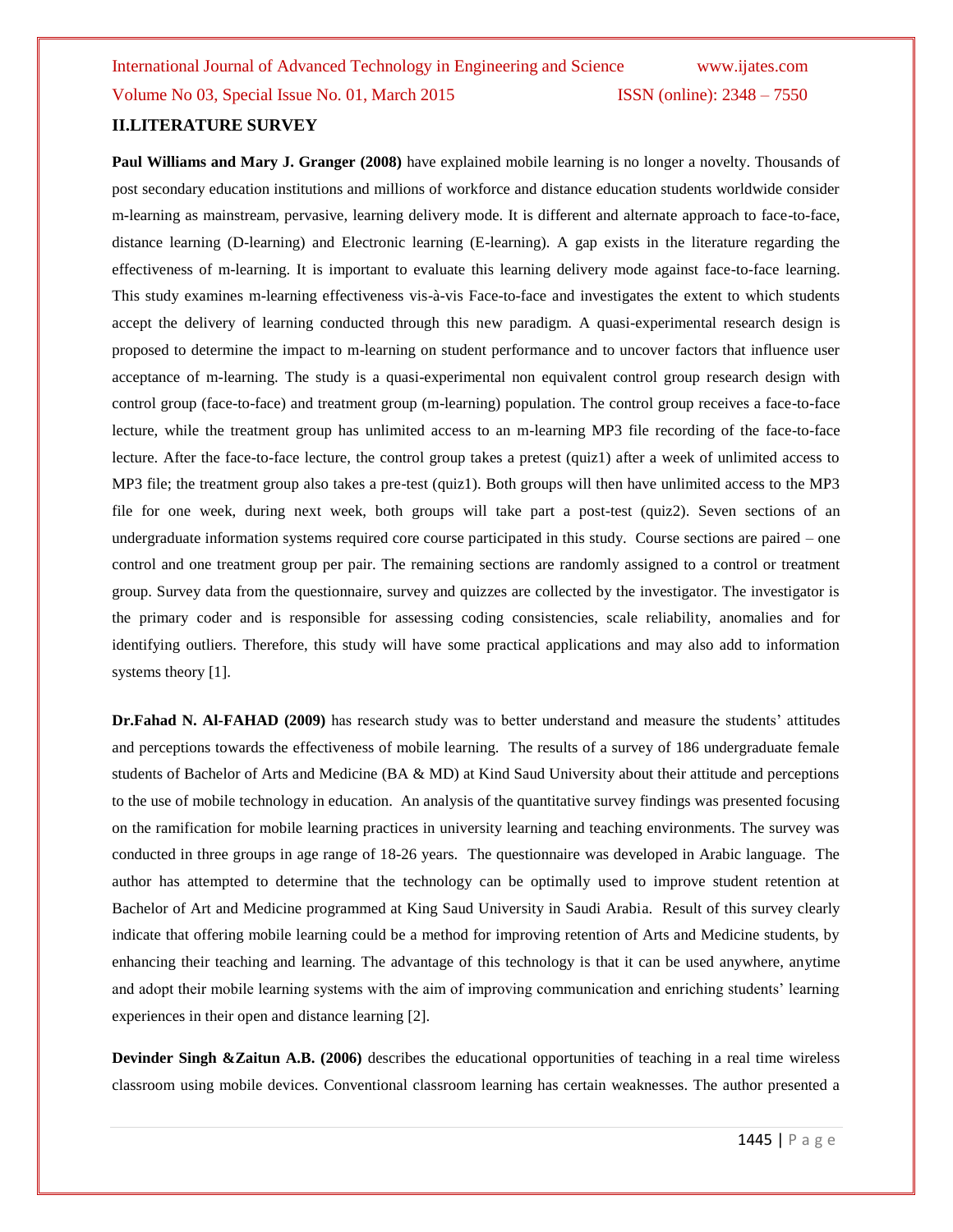## II.LITERATURE SURVEY

**Paul Williams and Mary J. Granger (2008)** have explained mobile learning is no longer a novelty. Thousands of post secondary education institutions and millions of workforce and distance education students worldwide consider m-learning as mainstream, pervasive, learning delivery mode. It is different and alternate approach to face-to-face, distance learning (D-learning) and Electronic learning (E-learning). A gap exists in the literature regarding the effectiveness of m-learning. It is important to evaluate this learning delivery mode against face-to-face learning. This study examines m-learning effectiveness vis-à-vis Face-to-face and investigates the extent to which students accept the delivery of learning conducted through this new paradigm. A quasi-experimental research design is proposed to determine the impact to m-learning on student performance and to uncover factors that influence user acceptance of m-learning. The study is a quasi-experimental non equivalent control group research design with control group (face-to-face) and treatment group (m-learning) population. The control group receives a face-to-face lecture, while the treatment group has unlimited access to an m-learning MP3 file recording of the face-to-face lecture. After the face-to-face lecture, the control group takes a pretest (quiz1) after a week of unlimited access to MP3 file; the treatment group also takes a pre-test (quiz1). Both groups will then have unlimited access to the MP3 file for one week, during next week, both groups will take part a post-test (quiz2). Seven sections of an undergraduate information systems required core course participated in this study. Course sections are paired – one control and one treatment group per pair. The remaining sections are randomly assigned to a control or treatment group. Survey data from the questionnaire, survey and quizzes are collected by the investigator. The investigator is the primary coder and is responsible for assessing coding consistencies, scale reliability, anomalies and for identifying outliers. Therefore, this study will have some practical applications and may also add to information systems theory [1].

**Dr.Fahad N. Al-FAHAD (2009)** has research study was to better understand and measure the students' attitudes and perceptions towards the effectiveness of mobile learning. The results of a survey of 186 undergraduate female students of Bachelor of Arts and Medicine (BA & MD) at Kind Saud University about their attitude and perceptions to the use of mobile technology in education. An analysis of the quantitative survey findings was presented focusing on the ramification for mobile learning practices in university learning and teaching environments. The survey was conducted in three groups in age range of 18-26 years. The questionnaire was developed in Arabic language. The author has attempted to determine that the technology can be optimally used to improve student retention at Bachelor of Art and Medicine programmed at King Saud University in Saudi Arabia. Result of this survey clearly indicate that offering mobile learning could be a method for improving retention of Arts and Medicine students, by enhancing their teaching and learning. The advantage of this technology is that it can be used anywhere, anytime and adopt their mobile learning systems with the aim of improving communication and enriching students' learning experiences in their open and distance learning [2].

**Devinder Singh &Zaitun A.B. (2006)** describes the educational opportunities of teaching in a real time wireless classroom using mobile devices. Conventional classroom learning has certain weaknesses. The author presented a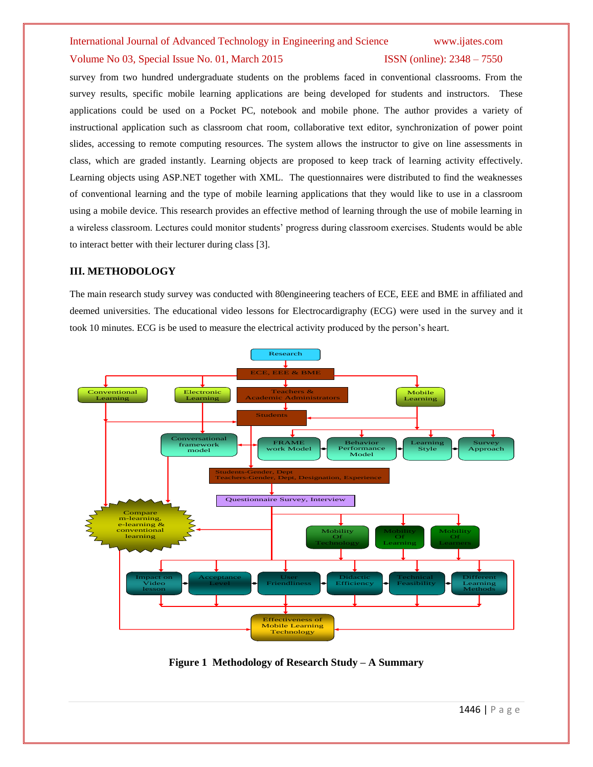survey from two hundred undergraduate students on the problems faced in conventional classrooms. From the survey results, specific mobile learning applications are being developed for students and instructors. These applications could be used on a Pocket PC, notebook and mobile phone. The author provides a variety of instructional application such as classroom chat room, collaborative text editor, synchronization of power point slides, accessing to remote computing resources. The system allows the instructor to give on line assessments in class, which are graded instantly. Learning objects are proposed to keep track of learning activity effectively. Learning objects using ASP.NET together with XML. The questionnaires were distributed to find the weaknesses of conventional learning and the type of mobile learning applications that they would like to use in a classroom using a mobile device. This research provides an effective method of learning through the use of mobile learning in a wireless classroom. Lectures could monitor students' progress during classroom exercises. Students would be able to interact better with their lecturer during class [3].

## III. METHODOLOGY

The main research study survey was conducted with 80engineering teachers of ECE, EEE and BME in affiliated and deemed universities. The educational video lessons for Electrocardigraphy (ECG) were used in the survey and it took 10 minutes. ECG is be used to measure the electrical activity produced by the person's heart.

**Figure 1 Methodology of Research Study – A Summary**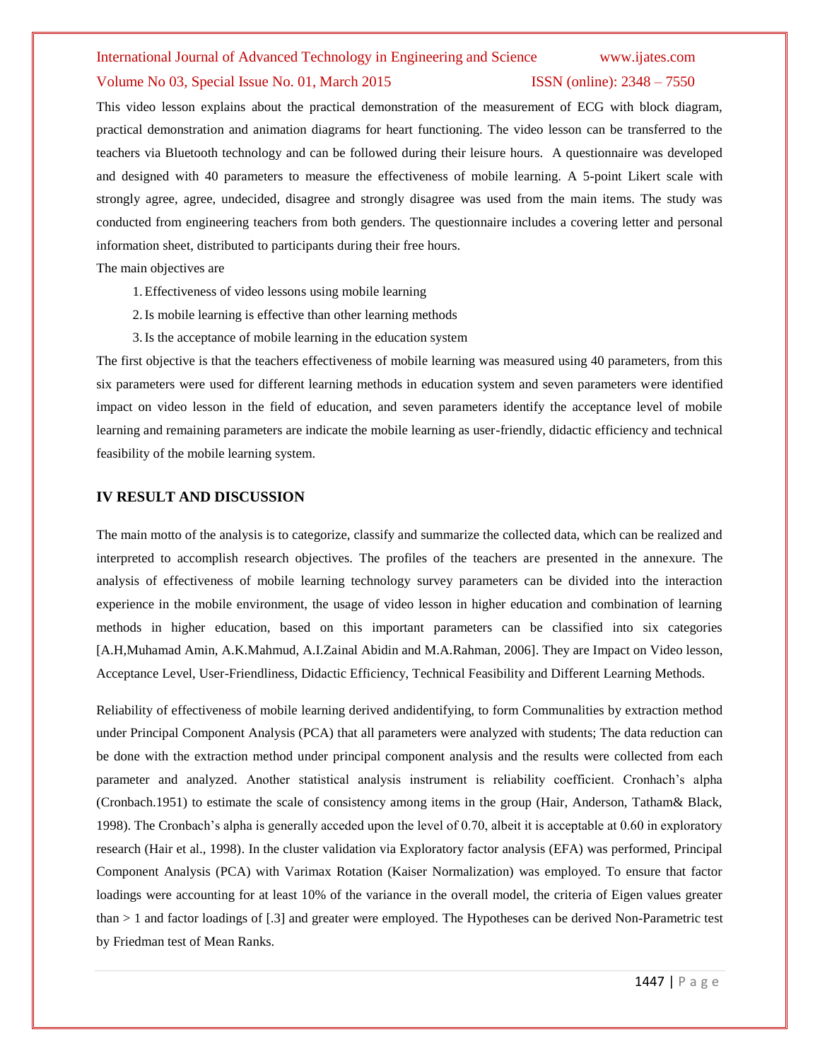This video lesson explains about the practical demonstration of the measurement of ECG with block diagram, practical demonstration and animation diagrams for heart functioning. The video lesson can be transferred to the teachers via Bluetooth technology and can be followed during their leisure hours. A questionnaire was developed and designed with 40 parameters to measure the effectiveness of mobile learning. A 5-point Likert scale with strongly agree, agree, undecided, disagree and strongly disagree was used from the main items. The study was conducted from engineering teachers from both genders. The questionnaire includes a covering letter and personal information sheet, distributed to participants during their free hours.

The main objectives are

1. Effectiveness of video lessons using mobile learning
2. Is mobile learning is effective than other learning methods
3. Is the acceptance of mobile learning in the education system

The first objective is that the teachers effectiveness of mobile learning was measured using 40 parameters, from this six parameters were used for different learning methods in education system and seven parameters were identified impact on video lesson in the field of education, and seven parameters identify the acceptance level of mobile learning and remaining parameters are indicate the mobile learning as user-friendly, didactic efficiency and technical feasibility of the mobile learning system.

## IV RESULT AND DISCUSSION

The main motto of the analysis is to categorize, classify and summarize the collected data, which can be realized and interpreted to accomplish research objectives. The profiles of the teachers are presented in the annexure. The analysis of effectiveness of mobile learning technology survey parameters can be divided into the interaction experience in the mobile environment, the usage of video lesson in higher education and combination of learning methods in higher education, based on this important parameters can be classified into six categories [A.H,Muhamad Amin, A.K.Mahmud, A.I.Zainal Abidin and M.A.Rahman, 2006]. They are Impact on Video lesson, Acceptance Level, User-Friendliness, Didactic Efficiency, Technical Feasibility and Different Learning Methods.

Reliability of effectiveness of mobile learning derived andidentifying, to form Communalities by extraction method under Principal Component Analysis (PCA) that all parameters were analyzed with students; The data reduction can be done with the extraction method under principal component analysis and the results were collected from each parameter and analyzed. Another statistical analysis instrument is reliability coefficient. Cronhach's alpha (Cronbach.1951) to estimate the scale of consistency among items in the group (Hair, Anderson, Tatham& Black, 1998). The Cronbach's alpha is generally acceded upon the level of 0.70, albeit it is acceptable at 0.60 in exploratory research (Hair et al., 1998). In the cluster validation via Exploratory factor analysis (EFA) was performed, Principal Component Analysis (PCA) with Varimax Rotation (Kaiser Normalization) was employed. To ensure that factor loadings were accounting for at least 10% of the variance in the overall model, the criteria of Eigen values greater than > 1 and factor loadings of [.3] and greater were employed. The Hypotheses can be derived Non-Parametric test by Friedman test of Mean Ranks.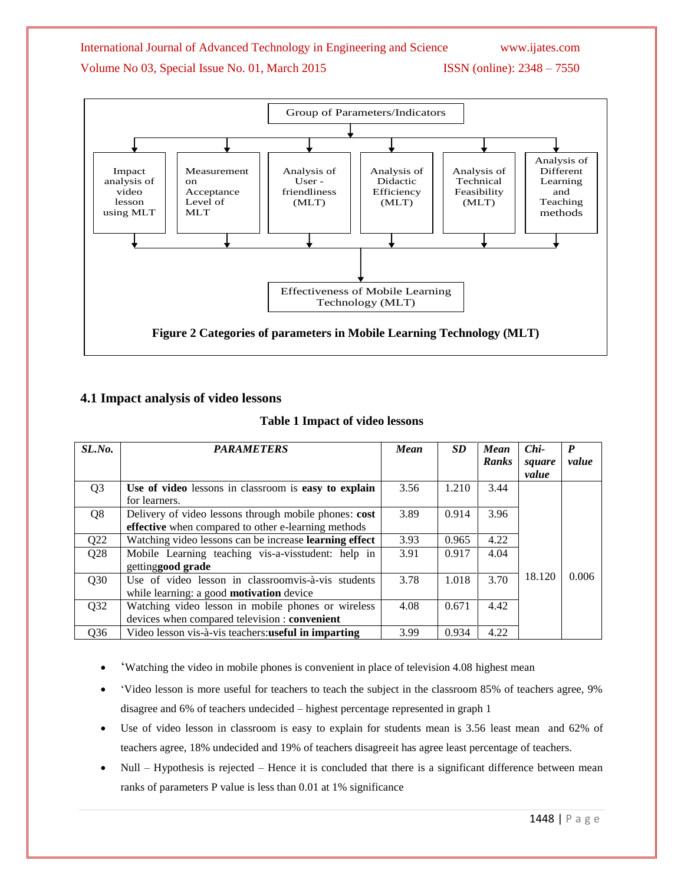Group of Parameters/Indicators

- Impact analysis of video lesson using MLT
- Measurement on Acceptance Level of MLT
- Analysis of User - friendliness (MLT)
- Analysis of Didactic Efficiency (MLT)
- Analysis of Technical Feasibility (MLT)
- Analysis of Different Learning and Teaching methods

Effectiveness of Mobile Learning Technology (MLT)

**Figure 2 Categories of parameters in Mobile Learning Technology (MLT)**

### 4.1 Impact analysis of video lessons

**Table 1 Impact of video lessons**

| *SL.No.* | *PARAMETERS* | *Mean* | *SD* | *Mean Ranks* | *Chi-square value* | *P value* |
|---|---|---|---|---|---|---|
| Q3 | **Use of video** lessons in classroom is **easy to explain** for learners. | 3.56 | 1.210 | 3.44 | 18.120 | 0.006 |
| Q8 | Delivery of video lessons through mobile phones: **cost effective** when compared to other e-learning methods | 3.89 | 0.914 | 3.96 | | |
| Q22 | Watching video lessons can be increase **learning effect** | 3.93 | 0.965 | 4.22 | | |
| Q28 | Mobile Learning teaching vis-a-visstudent: help in getting**good grade** | 3.91 | 0.917 | 4.04 | | |
| Q30 | Use of video lesson in classroomvis-à-vis students while learning: a good **motivation** device | 3.78 | 1.018 | 3.70 | | |
| Q32 | Watching video lesson in mobile phones or wireless devices when compared television : **convenient** | 4.08 | 0.671 | 4.42 | | |
| Q36 | Video lesson vis-à-vis teachers:**useful in imparting** | 3.99 | 0.934 | 4.22 | | |

- 'Watching the video in mobile phones is convenient in place of television 4.08 highest mean
- 'Video lesson is more useful for teachers to teach the subject in the classroom 85% of teachers agree, 9% disagree and 6% of teachers undecided – highest percentage represented in graph 1
- Use of video lesson in classroom is easy to explain for students mean is 3.56 least mean and 62% of teachers agree, 18% undecided and 19% of teachers disagreeit has agree least percentage of teachers.
- Null – Hypothesis is rejected – Hence it is concluded that there is a significant difference between mean ranks of parameters P value is less than 0.01 at 1% significance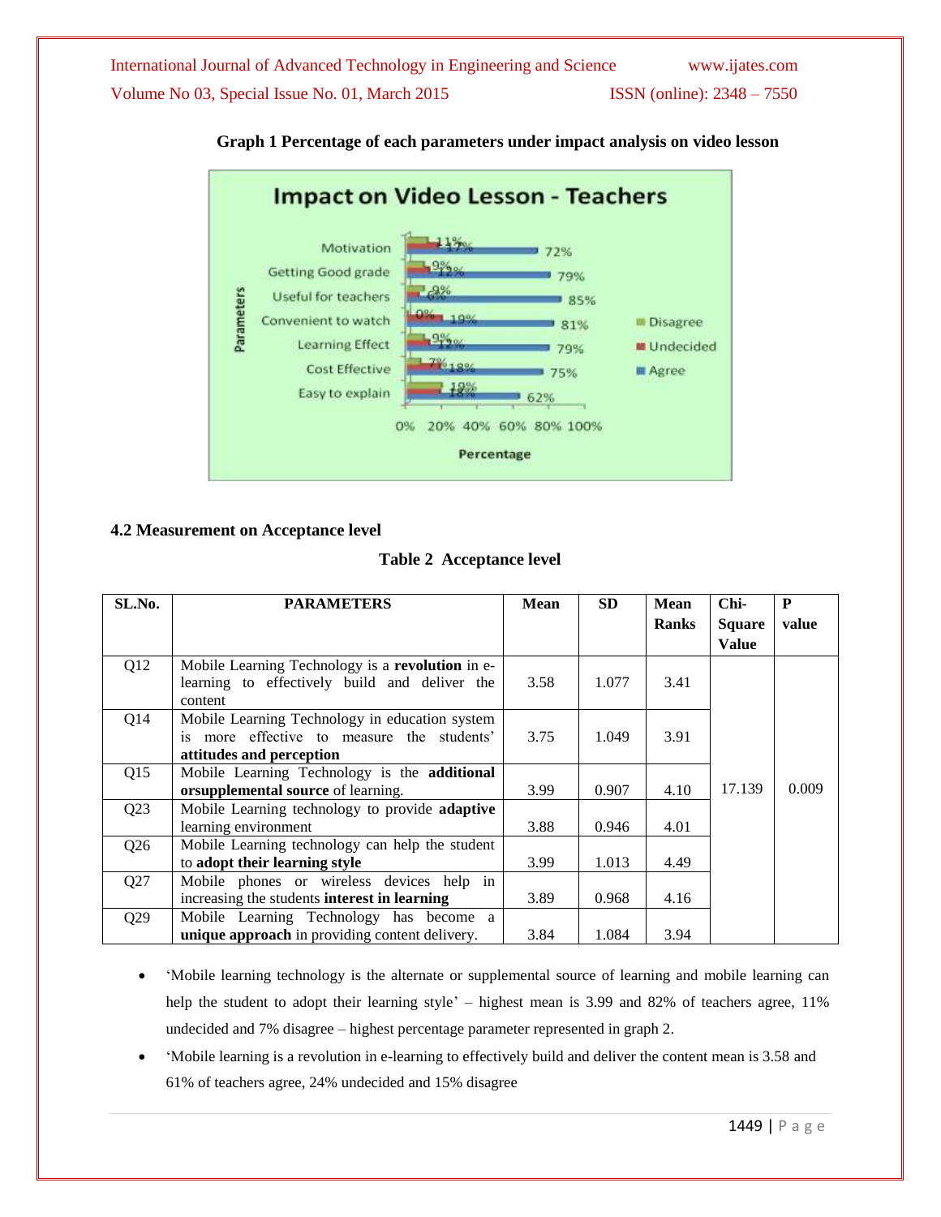**Graph 1 Percentage of each parameters under impact analysis on video lesson**

### 4.2 Measurement on Acceptance level

**Table 2 Acceptance level**

| SL.No. | PARAMETERS | Mean | SD | Mean Ranks | Chi-Square Value | P value |
|---|---|---|---|---|---|---|
| Q12 | Mobile Learning Technology is a **revolution** in e-learning to effectively build and deliver the content | 3.58 | 1.077 | 3.41 | 17.139 | 0.009 |
| Q14 | Mobile Learning Technology in education system is more effective to measure the students' **attitudes and perception** | 3.75 | 1.049 | 3.91 | | |
| Q15 | Mobile Learning Technology is the **additional orsupplemental source** of learning. | 3.99 | 0.907 | 4.10 | | |
| Q23 | Mobile Learning technology to provide **adaptive** learning environment | 3.88 | 0.946 | 4.01 | | |
| Q26 | Mobile Learning technology can help the student to **adopt their learning style** | 3.99 | 1.013 | 4.49 | | |
| Q27 | Mobile phones or wireless devices help in increasing the students **interest in learning** | 3.89 | 0.968 | 4.16 | | |
| Q29 | Mobile Learning Technology has become a **unique approach** in providing content delivery. | 3.84 | 1.084 | 3.94 | | |

- 'Mobile learning technology is the alternate or supplemental source of learning and mobile learning can help the student to adopt their learning style' – highest mean is 3.99 and 82% of teachers agree, 11% undecided and 7% disagree – highest percentage parameter represented in graph 2.
- 'Mobile learning is a revolution in e-learning to effectively build and deliver the content mean is 3.58 and 61% of teachers agree, 24% undecided and 15% disagree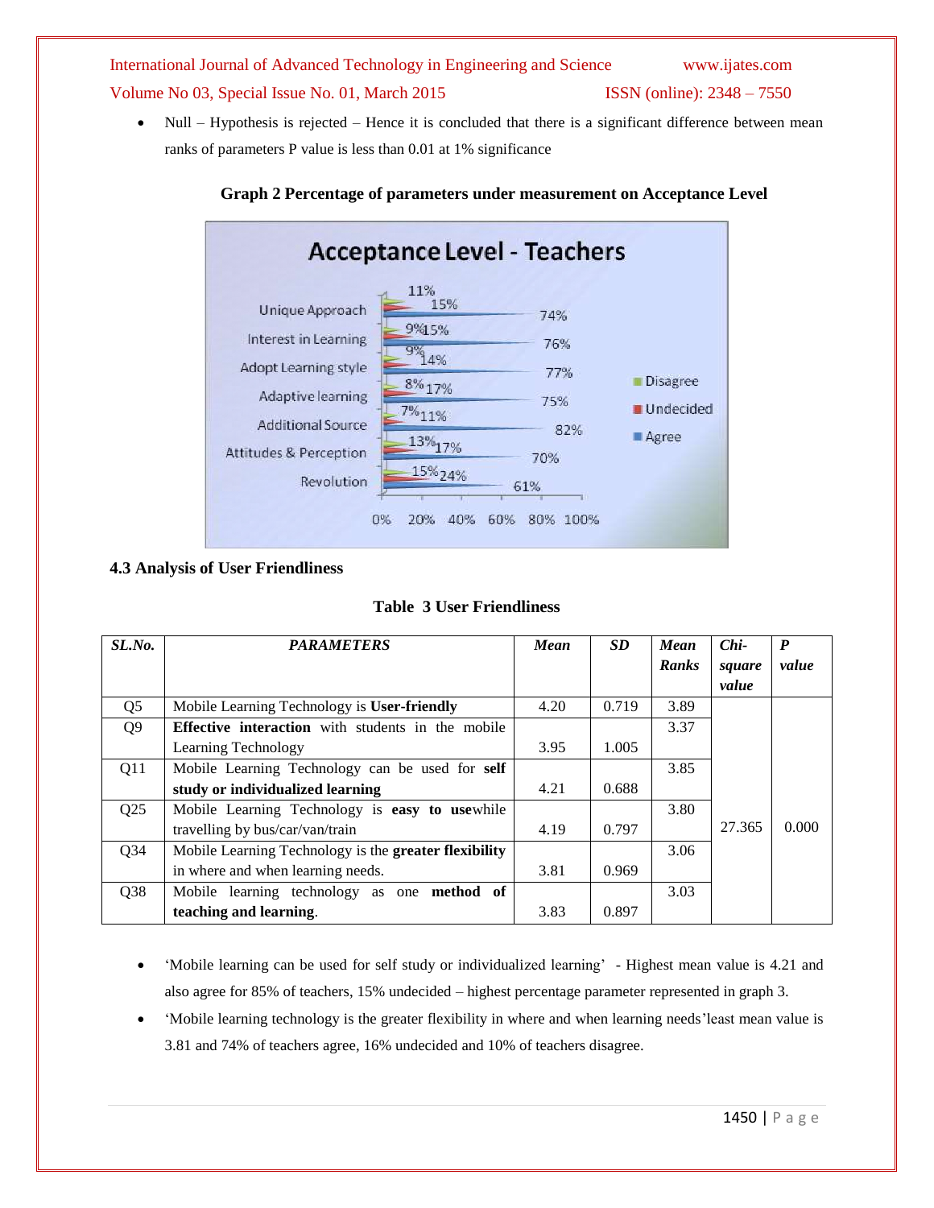- Null – Hypothesis is rejected – Hence it is concluded that there is a significant difference between mean ranks of parameters P value is less than 0.01 at 1% significance

**Graph 2 Percentage of parameters under measurement on Acceptance Level**

### 4.3 Analysis of User Friendliness

**Table 3 User Friendliness**

| *SL.No.* | *PARAMETERS* | *Mean* | *SD* | *Mean Ranks* | *Chi-square value* | *P value* |
|---|---|---|---|---|---|---|
| Q5 | Mobile Learning Technology is **User-friendly** | 4.20 | 0.719 | 3.89 | 27.365 | 0.000 |
| Q9 | **Effective interaction** with students in the mobile Learning Technology | 3.95 | 1.005 | 3.37 | | |
| Q11 | Mobile Learning Technology can be used for **self study or individualized learning** | 4.21 | 0.688 | 3.85 | | |
| Q25 | Mobile Learning Technology is **easy to use**while travelling by bus/car/van/train | 4.19 | 0.797 | 3.80 | | |
| Q34 | Mobile Learning Technology is the **greater flexibility** in where and when learning needs. | 3.81 | 0.969 | 3.06 | | |
| Q38 | Mobile learning technology as one **method of teaching and learning**. | 3.83 | 0.897 | 3.03 | | |

- 'Mobile learning can be used for self study or individualized learning' - Highest mean value is 4.21 and also agree for 85% of teachers, 15% undecided – highest percentage parameter represented in graph 3.
- 'Mobile learning technology is the greater flexibility in where and when learning needs'least mean value is 3.81 and 74% of teachers agree, 16% undecided and 10% of teachers disagree.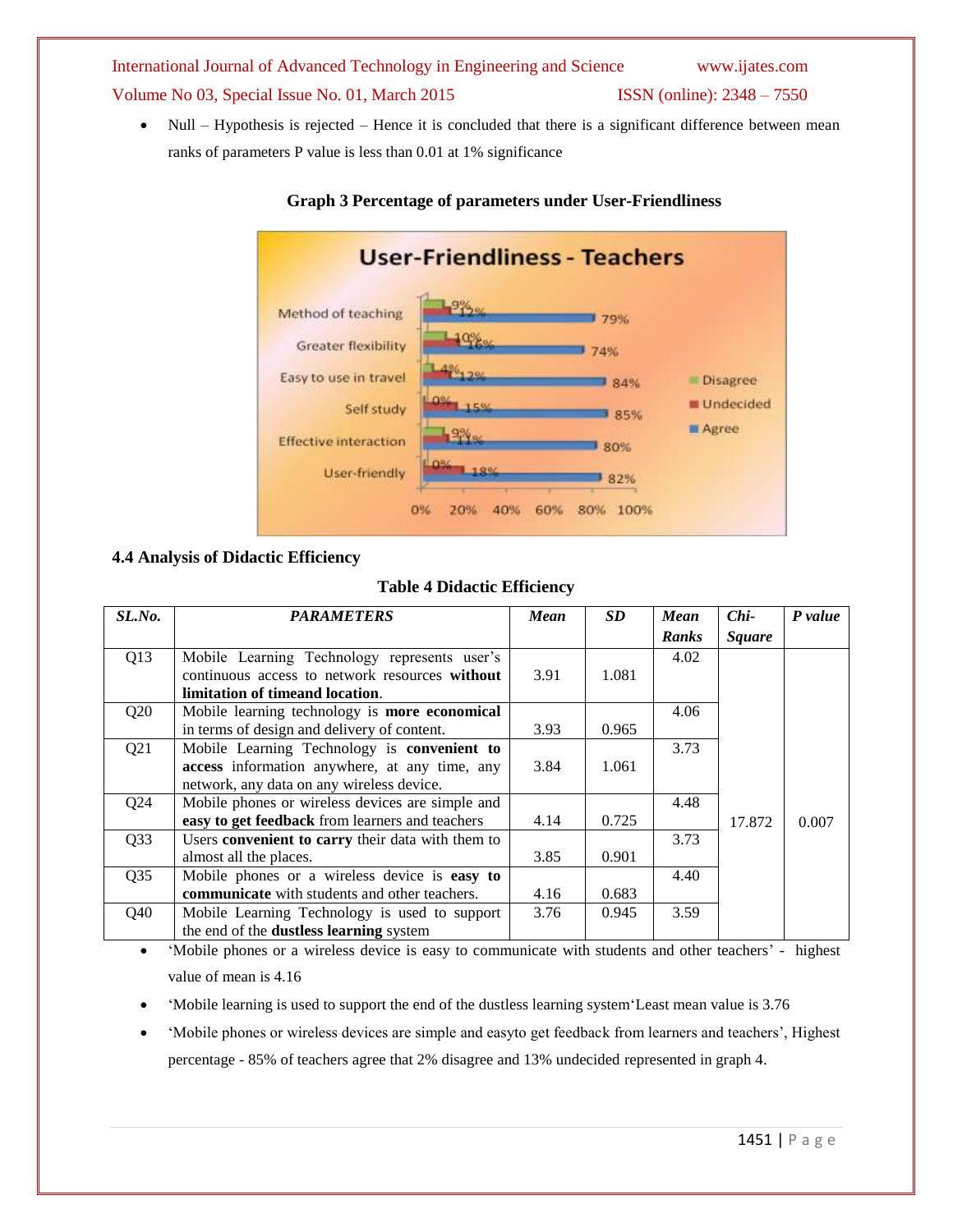- Null – Hypothesis is rejected – Hence it is concluded that there is a significant difference between mean ranks of parameters P value is less than 0.01 at 1% significance

**Graph 3 Percentage of parameters under User-Friendliness**

### 4.4 Analysis of Didactic Efficiency

**Table 4 Didactic Efficiency**

| *SL.No.* | *PARAMETERS* | *Mean* | *SD* | *Mean Ranks* | *Chi-Square* | *P value* |
|---|---|---|---|---|---|---|
| Q13 | Mobile Learning Technology represents user's continuous access to network resources **without limitation of timeand location**. | 3.91 | 1.081 | 4.02 | 17.872 | 0.007 |
| Q20 | Mobile learning technology is **more economical** in terms of design and delivery of content. | 3.93 | 0.965 | 4.06 | | |
| Q21 | Mobile Learning Technology is **convenient to access** information anywhere, at any time, any network, any data on any wireless device. | 3.84 | 1.061 | 3.73 | | |
| Q24 | Mobile phones or wireless devices are simple and **easy to get feedback** from learners and teachers | 4.14 | 0.725 | 4.48 | | |
| Q33 | Users **convenient to carry** their data with them to almost all the places. | 3.85 | 0.901 | 3.73 | | |
| Q35 | Mobile phones or a wireless device is **easy to communicate** with students and other teachers. | 4.16 | 0.683 | 4.40 | | |
| Q40 | Mobile Learning Technology is used to support the end of the **dustless learning** system | 3.76 | 0.945 | 3.59 | | |

- 'Mobile phones or a wireless device is easy to communicate with students and other teachers' - highest value of mean is 4.16
- 'Mobile learning is used to support the end of the dustless learning system'Least mean value is 3.76
- 'Mobile phones or wireless devices are simple and easyto get feedback from learners and teachers', Highest percentage - 85% of teachers agree that 2% disagree and 13% undecided represented in graph 4.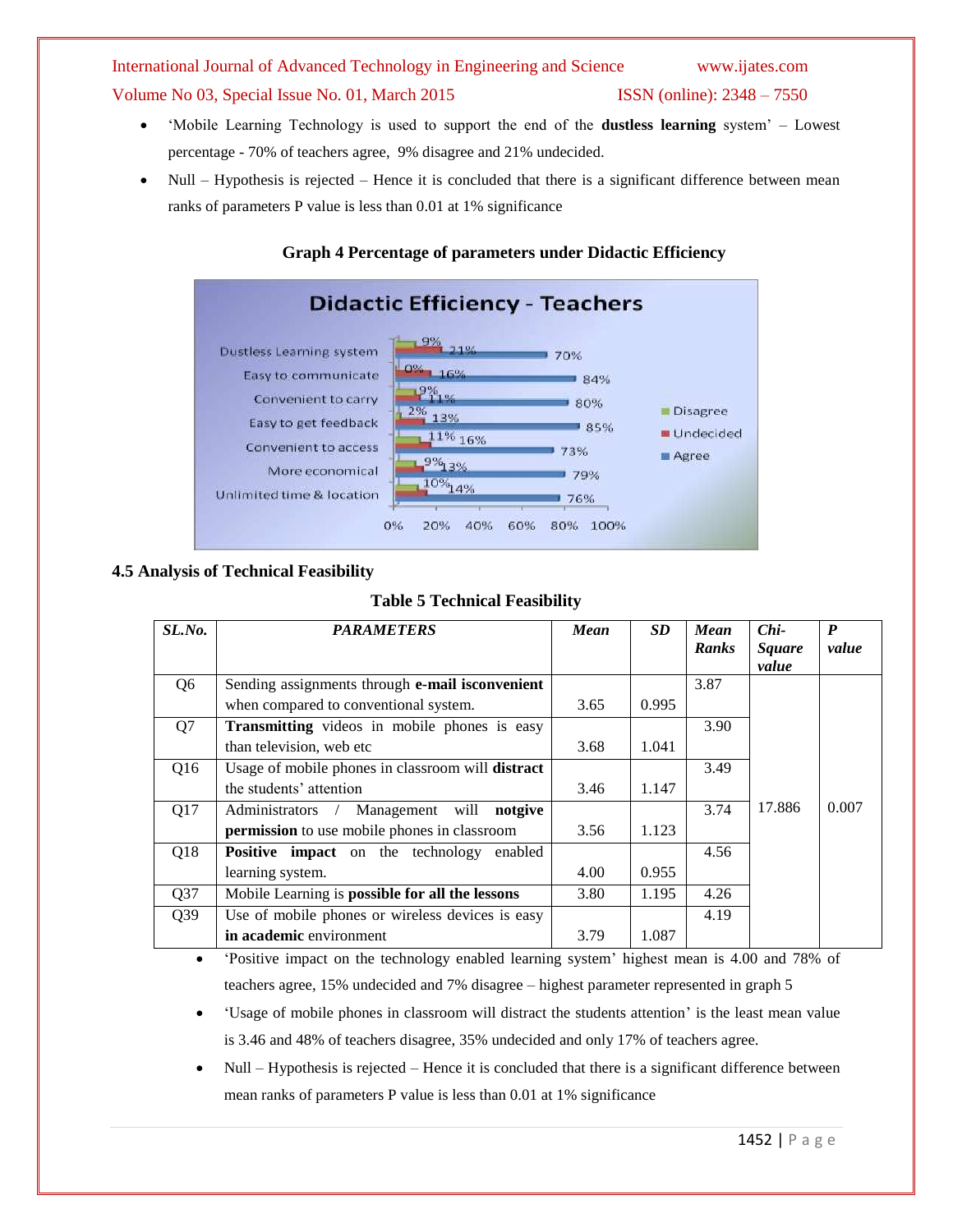- 'Mobile Learning Technology is used to support the end of the **dustless learning** system' – Lowest percentage - 70% of teachers agree, 9% disagree and 21% undecided.
- Null – Hypothesis is rejected – Hence it is concluded that there is a significant difference between mean ranks of parameters P value is less than 0.01 at 1% significance

**Graph 4 Percentage of parameters under Didactic Efficiency**

### 4.5 Analysis of Technical Feasibility

**Table 5 Technical Feasibility**

| SL.No. | PARAMETERS | Mean | SD | Mean Ranks | Chi-Square value | P value |
|---|---|---|---|---|---|---|
| Q6 | Sending assignments through **e-mail isconvenient** when compared to conventional system. | 3.65 | 0.995 | 3.87 | 17.886 | 0.007 |
| Q7 | **Transmitting** videos in mobile phones is easy than television, web etc | 3.68 | 1.041 | 3.90 | | |
| Q16 | Usage of mobile phones in classroom will **distract** the students' attention | 3.46 | 1.147 | 3.49 | | |
| Q17 | Administrators / Management will **notgive permission** to use mobile phones in classroom | 3.56 | 1.123 | 3.74 | | |
| Q18 | **Positive impact** on the technology enabled learning system. | 4.00 | 0.955 | 4.56 | | |
| Q37 | Mobile Learning is **possible for all the lessons** | 3.80 | 1.195 | 4.26 | | |
| Q39 | Use of mobile phones or wireless devices is easy **in academic** environment | 3.79 | 1.087 | 4.19 | | |

- 'Positive impact on the technology enabled learning system' highest mean is 4.00 and 78% of teachers agree, 15% undecided and 7% disagree – highest parameter represented in graph 5
- 'Usage of mobile phones in classroom will distract the students attention' is the least mean value is 3.46 and 48% of teachers disagree, 35% undecided and only 17% of teachers agree.
- Null – Hypothesis is rejected – Hence it is concluded that there is a significant difference between mean ranks of parameters P value is less than 0.01 at 1% significance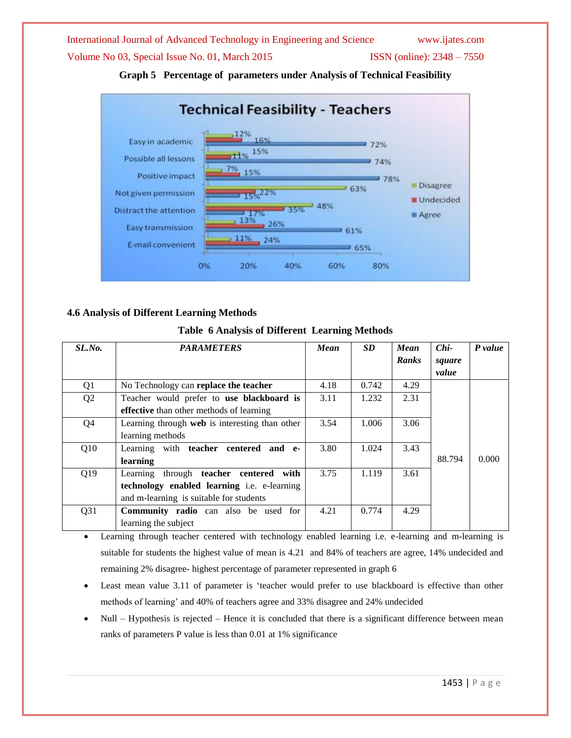**Graph 5 Percentage of parameters under Analysis of Technical Feasibility**

### 4.6 Analysis of Different Learning Methods

**Table 6 Analysis of Different Learning Methods**

| *SL.No.* | *PARAMETERS* | *Mean* | *SD* | *Mean Ranks* | *Chi-square value* | *P value* |
|---|---|---|---|---|---|---|
| Q1 | No Technology can **replace the teacher** | 4.18 | 0.742 | 4.29 | 88.794 | 0.000 |
| Q2 | Teacher would prefer to **use blackboard is effective** than other methods of learning | 3.11 | 1.232 | 2.31 | | |
| Q4 | Learning through **web** is interesting than other learning methods | 3.54 | 1.006 | 3.06 | | |
| Q10 | Learning with **teacher centered and e-learning** | 3.80 | 1.024 | 3.43 | | |
| Q19 | Learning through **teacher centered with technology enabled learning** i.e. e-learning and m-learning is suitable for students | 3.75 | 1.119 | 3.61 | | |
| Q31 | **Community radio** can also be used for learning the subject | 4.21 | 0.774 | 4.29 | | |

- Learning through teacher centered with technology enabled learning i.e. e-learning and m-learning is suitable for students the highest value of mean is 4.21 and 84% of teachers are agree, 14% undecided and remaining 2% disagree- highest percentage of parameter represented in graph 6
- Least mean value 3.11 of parameter is 'teacher would prefer to use blackboard is effective than other methods of learning' and 40% of teachers agree and 33% disagree and 24% undecided
- Null – Hypothesis is rejected – Hence it is concluded that there is a significant difference between mean ranks of parameters P value is less than 0.01 at 1% significance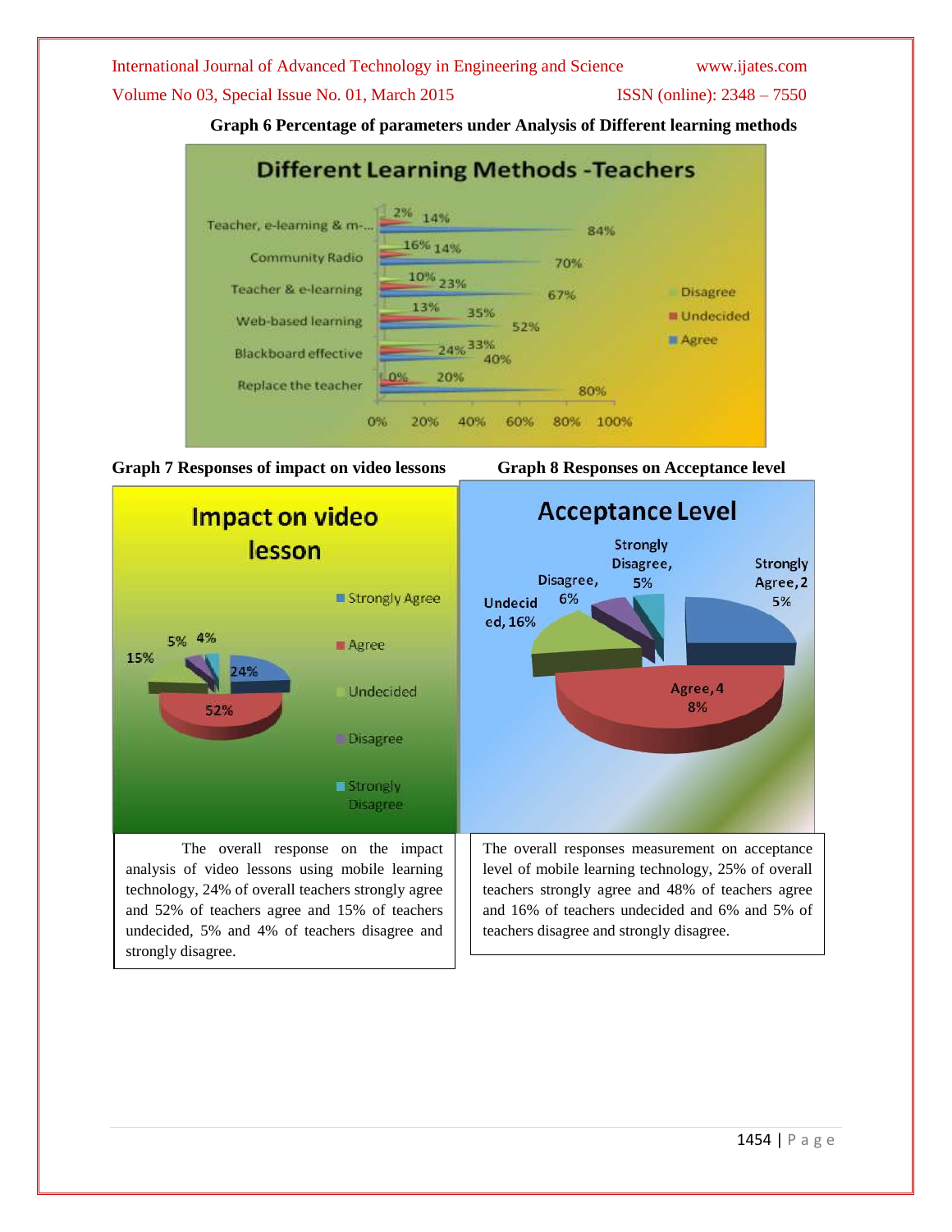**Graph 6 Percentage of parameters under Analysis of Different learning methods**

**Graph 7 Responses of impact on video lessons**

The overall response on the impact analysis of video lessons using mobile learning technology, 24% of overall teachers strongly agree and 52% of teachers agree and 15% of teachers undecided, 5% and 4% of teachers disagree and strongly disagree.

**Graph 8 Responses on Acceptance level**

The overall responses measurement on acceptance level of mobile learning technology, 25% of overall teachers strongly agree and 48% of teachers agree and 16% of teachers undecided and 6% and 5% of teachers disagree and strongly disagree.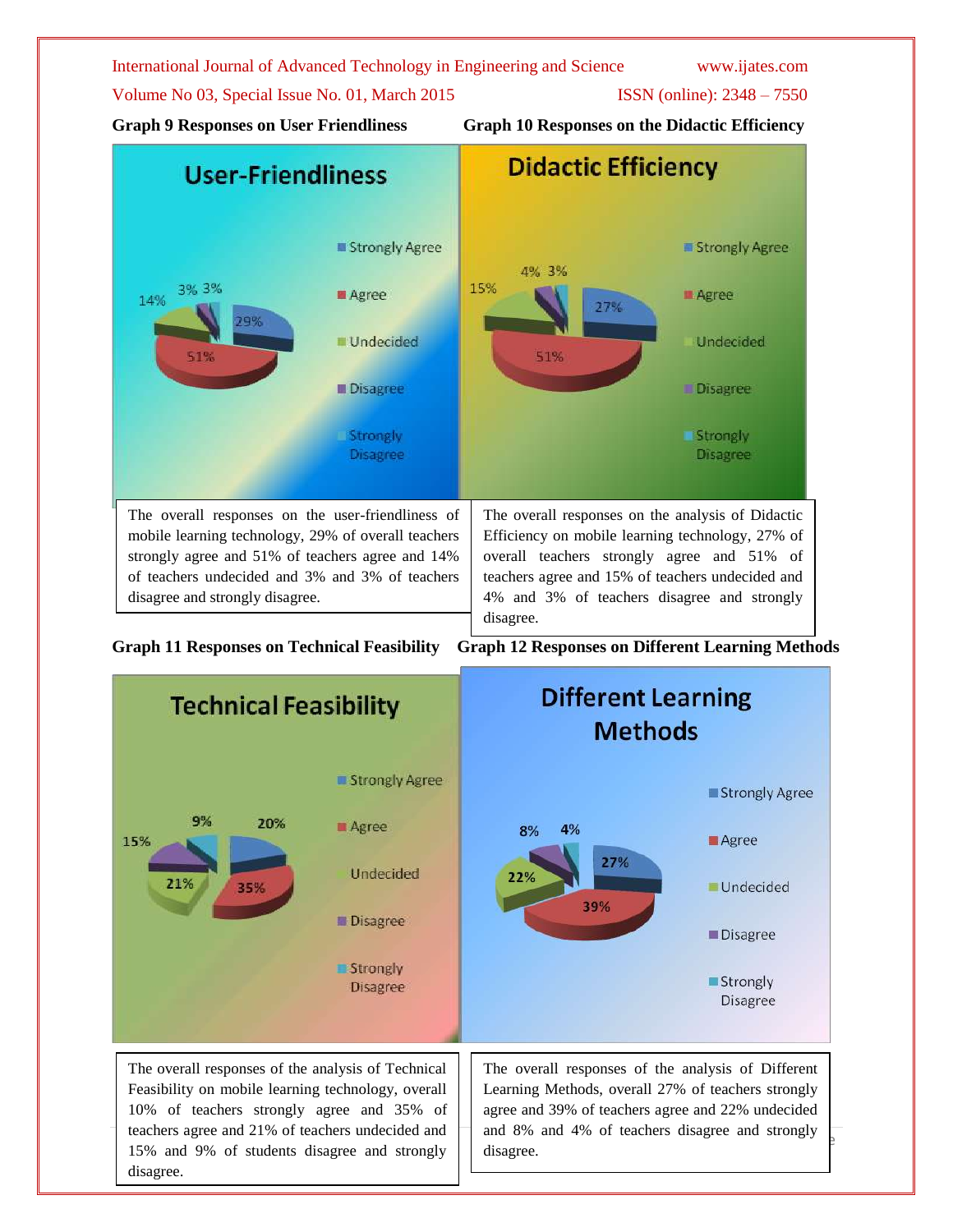**Graph 9 Responses on User Friendliness**

The overall responses on the user-friendliness of mobile learning technology, 29% of overall teachers strongly agree and 51% of teachers agree and 14% of teachers undecided and 3% and 3% of teachers disagree and strongly disagree.

**Graph 10 Responses on the Didactic Efficiency**

The overall responses on the analysis of Didactic Efficiency on mobile learning technology, 27% of overall teachers strongly agree and 51% of teachers agree and 15% of teachers undecided and 4% and 3% of teachers disagree and strongly disagree.

**Graph 11 Responses on Technical Feasibility**

The overall responses of the analysis of Technical Feasibility on mobile learning technology, overall 10% of teachers strongly agree and 35% of teachers agree and 21% of teachers undecided and 15% and 9% of students disagree and strongly disagree.

**Graph 12 Responses on Different Learning Methods**

The overall responses of the analysis of Different Learning Methods, overall 27% of teachers strongly agree and 39% of teachers agree and 22% undecided and 8% and 4% of teachers disagree and strongly disagree.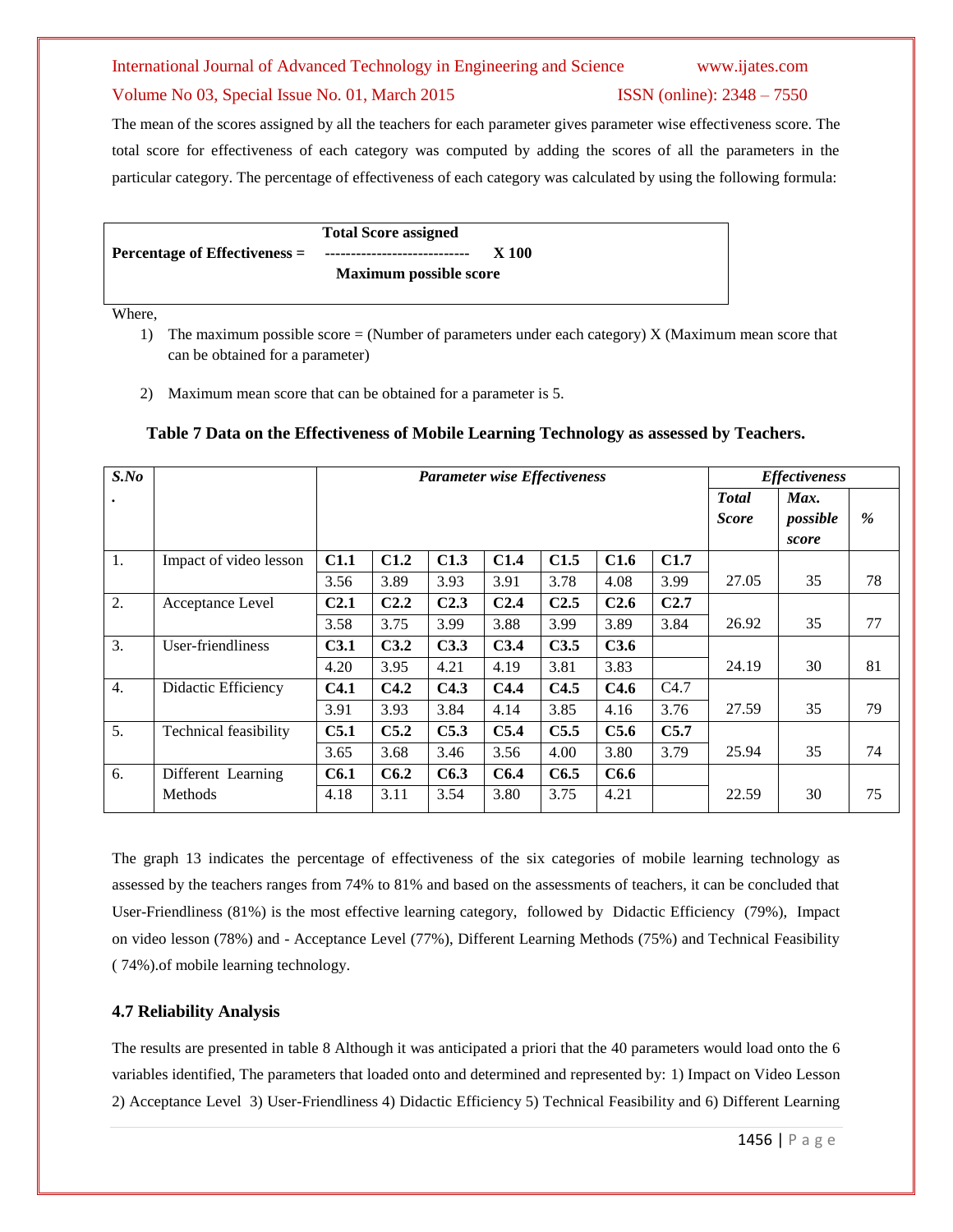The mean of the scores assigned by all the teachers for each parameter gives parameter wise effectiveness score. The total score for effectiveness of each category was computed by adding the scores of all the parameters in the particular category. The percentage of effectiveness of each category was calculated by using the following formula:

$$\text{Percentage of Effectiveness} = \frac{\text{Total Score assigned}}{\text{Maximum possible score}} \times 100$$

Where,

1) The maximum possible score = (Number of parameters under each category) X (Maximum mean score that can be obtained for a parameter)

2) Maximum mean score that can be obtained for a parameter is 5.

**Table 7 Data on the Effectiveness of Mobile Learning Technology as assessed by Teachers.**

| *S.No.* | | *Parameter wise Effectiveness* | | | | | | | *Effectiveness* | | |
|---|---|---|---|---|---|---|---|---|---|---|---|
| | | | | | | | | | ***Total Score*** | ***Max. possible score*** | ***%*** |
| 1. | Impact of video lesson | **C1.1** | **C1.2** | **C1.3** | **C1.4** | **C1.5** | **C1.6** | **C1.7** | | | |
| | | 3.56 | 3.89 | 3.93 | 3.91 | 3.78 | 4.08 | 3.99 | 27.05 | 35 | 78 |
| 2. | Acceptance Level | **C2.1** | **C2.2** | **C2.3** | **C2.4** | **C2.5** | **C2.6** | **C2.7** | | | |
| | | 3.58 | 3.75 | 3.99 | 3.88 | 3.99 | 3.89 | 3.84 | 26.92 | 35 | 77 |
| 3. | User-friendliness | **C3.1** | **C3.2** | **C3.3** | **C3.4** | **C3.5** | **C3.6** | | | | |
| | | 4.20 | 3.95 | 4.21 | 4.19 | 3.81 | 3.83 | | 24.19 | 30 | 81 |
| 4. | Didactic Efficiency | **C4.1** | **C4.2** | **C4.3** | **C4.4** | **C4.5** | **C4.6** | C4.7 | | | |
| | | 3.91 | 3.93 | 3.84 | 4.14 | 3.85 | 4.16 | 3.76 | 27.59 | 35 | 79 |
| 5. | Technical feasibility | **C5.1** | **C5.2** | **C5.3** | **C5.4** | **C5.5** | **C5.6** | **C5.7** | | | |
| | | 3.65 | 3.68 | 3.46 | 3.56 | 4.00 | 3.80 | 3.79 | 25.94 | 35 | 74 |
| 6. | Different Learning Methods | **C6.1** | **C6.2** | **C6.3** | **C6.4** | **C6.5** | **C6.6** | | | | |
| | | 4.18 | 3.11 | 3.54 | 3.80 | 3.75 | 4.21 | | 22.59 | 30 | 75 |

The graph 13 indicates the percentage of effectiveness of the six categories of mobile learning technology as assessed by the teachers ranges from 74% to 81% and based on the assessments of teachers, it can be concluded that User-Friendliness (81%) is the most effective learning category, followed by Didactic Efficiency (79%), Impact on video lesson (78%) and - Acceptance Level (77%), Different Learning Methods (75%) and Technical Feasibility ( 74%).of mobile learning technology.

### 4.7 Reliability Analysis

The results are presented in table 8 Although it was anticipated a priori that the 40 parameters would load onto the 6 variables identified, The parameters that loaded onto and determined and represented by: 1) Impact on Video Lesson 2) Acceptance Level 3) User-Friendliness 4) Didactic Efficiency 5) Technical Feasibility and 6) Different Learning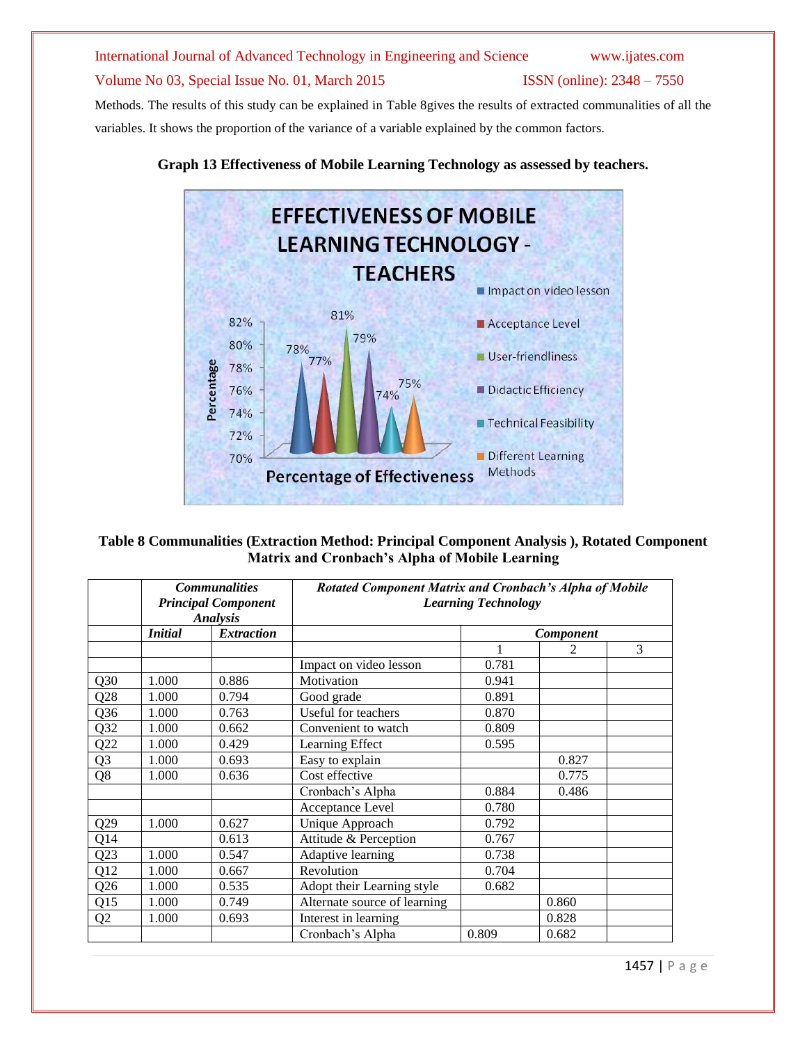Methods. The results of this study can be explained in Table 8gives the results of extracted communalities of all the variables. It shows the proportion of the variance of a variable explained by the common factors.

**Graph 13 Effectiveness of Mobile Learning Technology as assessed by teachers.**

**Table 8 Communalities (Extraction Method: Principal Component Analysis ), Rotated Component Matrix and Cronbach's Alpha of Mobile Learning**

| | *Communalities Principal Component Analysis* | | *Rotated Component Matrix and Cronbach's Alpha of Mobile Learning Technology* | | | |
|---|---|---|---|---|---|---|
| | ***Initial*** | ***Extraction*** | | ***Component*** | | |
| | | | | 1 | 2 | 3 |
| | | | Impact on video lesson | 0.781 | | |
| Q30 | 1.000 | 0.886 | Motivation | 0.941 | | |
| Q28 | 1.000 | 0.794 | Good grade | 0.891 | | |
| Q36 | 1.000 | 0.763 | Useful for teachers | 0.870 | | |
| Q32 | 1.000 | 0.662 | Convenient to watch | 0.809 | | |
| Q22 | 1.000 | 0.429 | Learning Effect | 0.595 | | |
| Q3 | 1.000 | 0.693 | Easy to explain | | 0.827 | |
| Q8 | 1.000 | 0.636 | Cost effective | | 0.775 | |
| | | | Cronbach's Alpha | 0.884 | 0.486 | |
| | | | Acceptance Level | 0.780 | | |
| Q29 | 1.000 | 0.627 | Unique Approach | 0.792 | | |
| Q14 | | 0.613 | Attitude & Perception | 0.767 | | |
| Q23 | 1.000 | 0.547 | Adaptive learning | 0.738 | | |
| Q12 | 1.000 | 0.667 | Revolution | 0.704 | | |
| Q26 | 1.000 | 0.535 | Adopt their Learning style | 0.682 | | |
| Q15 | 1.000 | 0.749 | Alternate source of learning | | 0.860 | |
| Q2 | 1.000 | 0.693 | Interest in learning | | 0.828 | |
| | | | Cronbach's Alpha | 0.809 | 0.682 | |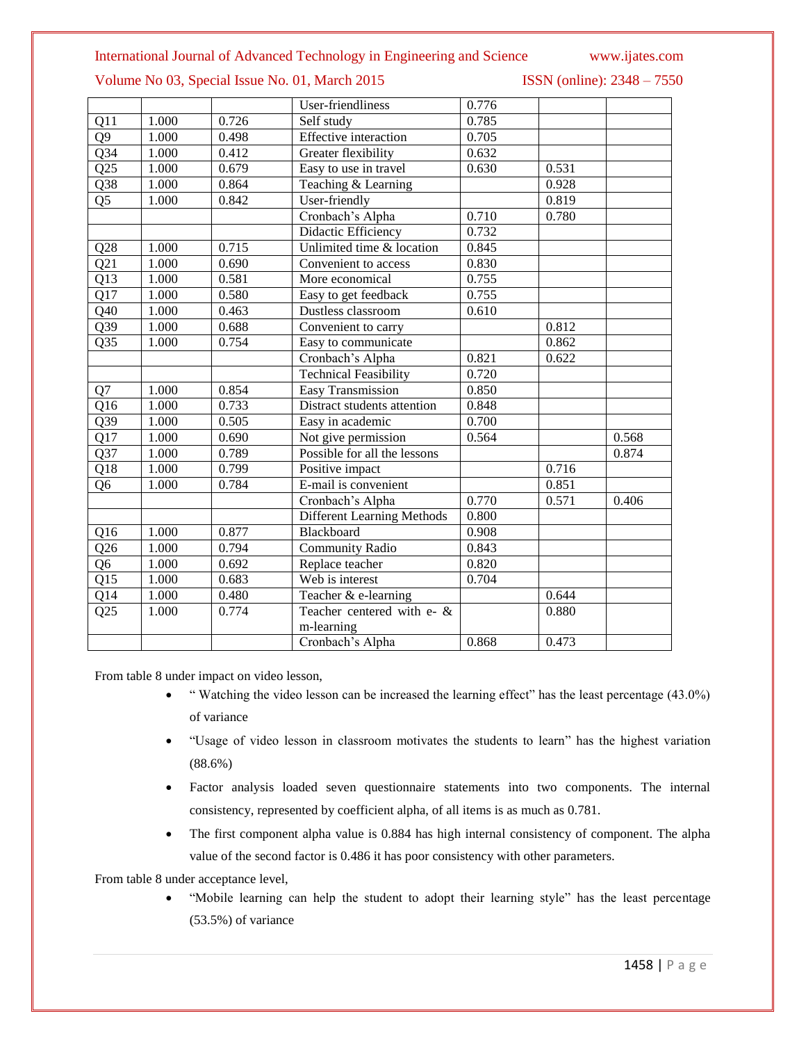| | | | | | | |
|---|---|---|---|---|---|---|
| | | | User-friendliness | 0.776 | | |
| Q11 | 1.000 | 0.726 | Self study | 0.785 | | |
| Q9 | 1.000 | 0.498 | Effective interaction | 0.705 | | |
| Q34 | 1.000 | 0.412 | Greater flexibility | 0.632 | | |
| Q25 | 1.000 | 0.679 | Easy to use in travel | 0.630 | 0.531 | |
| Q38 | 1.000 | 0.864 | Teaching & Learning | | 0.928 | |
| Q5 | 1.000 | 0.842 | User-friendly | | 0.819 | |
| | | | Cronbach's Alpha | 0.710 | 0.780 | |
| | | | Didactic Efficiency | 0.732 | | |
| Q28 | 1.000 | 0.715 | Unlimited time & location | 0.845 | | |
| Q21 | 1.000 | 0.690 | Convenient to access | 0.830 | | |
| Q13 | 1.000 | 0.581 | More economical | 0.755 | | |
| Q17 | 1.000 | 0.580 | Easy to get feedback | 0.755 | | |
| Q40 | 1.000 | 0.463 | Dustless classroom | 0.610 | | |
| Q39 | 1.000 | 0.688 | Convenient to carry | | 0.812 | |
| Q35 | 1.000 | 0.754 | Easy to communicate | | 0.862 | |
| | | | Cronbach's Alpha | 0.821 | 0.622 | |
| | | | Technical Feasibility | 0.720 | | |
| Q7 | 1.000 | 0.854 | Easy Transmission | 0.850 | | |
| Q16 | 1.000 | 0.733 | Distract students attention | 0.848 | | |
| Q39 | 1.000 | 0.505 | Easy in academic | 0.700 | | |
| Q17 | 1.000 | 0.690 | Not give permission | 0.564 | | 0.568 |
| Q37 | 1.000 | 0.789 | Possible for all the lessons | | | 0.874 |
| Q18 | 1.000 | 0.799 | Positive impact | | 0.716 | |
| Q6 | 1.000 | 0.784 | E-mail is convenient | | 0.851 | |
| | | | Cronbach's Alpha | 0.770 | 0.571 | 0.406 |
| | | | Different Learning Methods | 0.800 | | |
| Q16 | 1.000 | 0.877 | Blackboard | 0.908 | | |
| Q26 | 1.000 | 0.794 | Community Radio | 0.843 | | |
| Q6 | 1.000 | 0.692 | Replace teacher | 0.820 | | |
| Q15 | 1.000 | 0.683 | Web is interest | 0.704 | | |
| Q14 | 1.000 | 0.480 | Teacher & e-learning | | 0.644 | |
| Q25 | 1.000 | 0.774 | Teacher centered with e- & m-learning | | 0.880 | |
| | | | Cronbach's Alpha | 0.868 | 0.473 | |

From table 8 under impact on video lesson,

- " Watching the video lesson can be increased the learning effect" has the least percentage (43.0%) of variance
- "Usage of video lesson in classroom motivates the students to learn" has the highest variation (88.6%)
- Factor analysis loaded seven questionnaire statements into two components. The internal consistency, represented by coefficient alpha, of all items is as much as 0.781.
- The first component alpha value is 0.884 has high internal consistency of component. The alpha value of the second factor is 0.486 it has poor consistency with other parameters.

From table 8 under acceptance level,

- "Mobile learning can help the student to adopt their learning style" has the least percentage (53.5%) of variance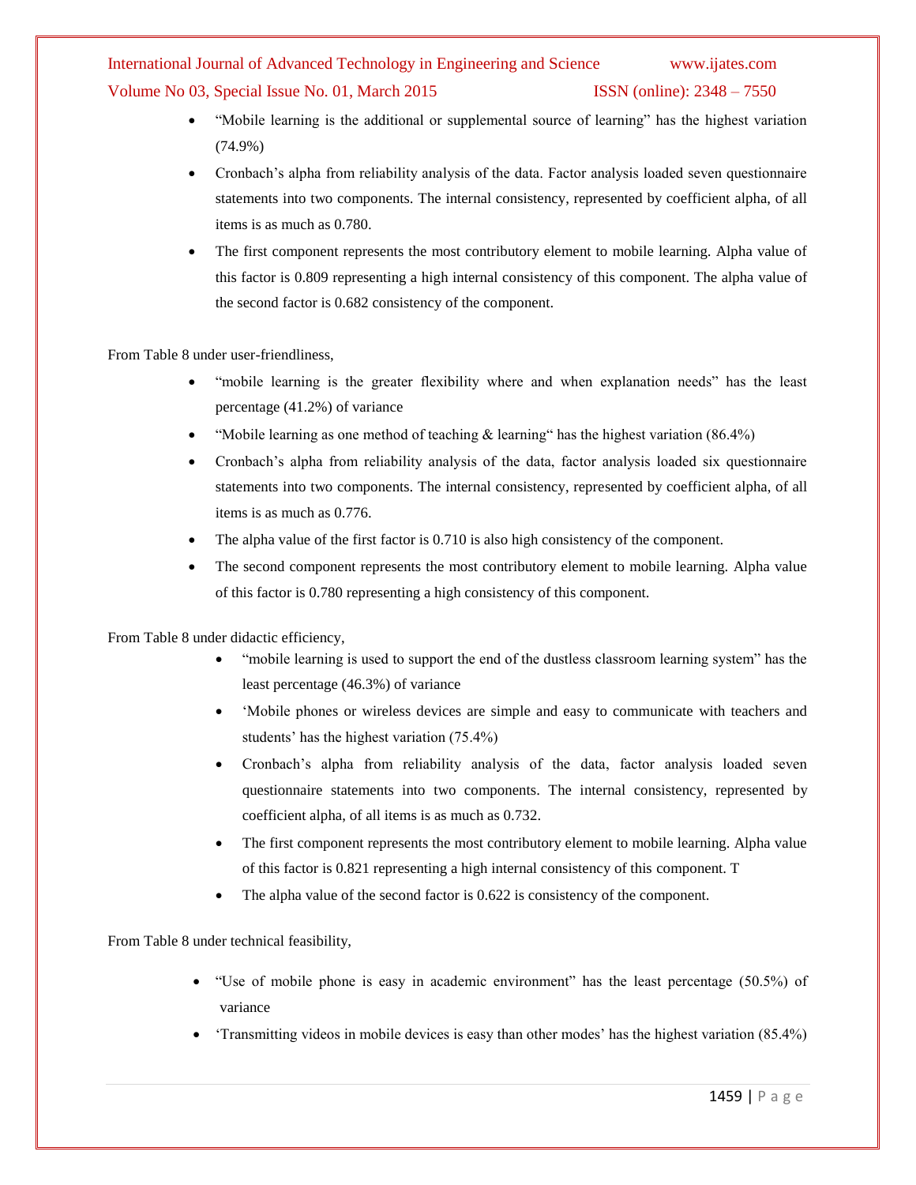- “Mobile learning is the additional or supplemental source of learning” has the highest variation (74.9%)
- Cronbach’s alpha from reliability analysis of the data. Factor analysis loaded seven questionnaire statements into two components. The internal consistency, represented by coefficient alpha, of all items is as much as 0.780.
- The first component represents the most contributory element to mobile learning. Alpha value of this factor is 0.809 representing a high internal consistency of this component. The alpha value of the second factor is 0.682 consistency of the component.

From Table 8 under user-friendliness,

- “mobile learning is the greater flexibility where and when explanation needs” has the least percentage (41.2%) of variance
- “Mobile learning as one method of teaching & learning“ has the highest variation (86.4%)
- Cronbach’s alpha from reliability analysis of the data, factor analysis loaded six questionnaire statements into two components. The internal consistency, represented by coefficient alpha, of all items is as much as 0.776.
- The alpha value of the first factor is 0.710 is also high consistency of the component.
- The second component represents the most contributory element to mobile learning. Alpha value of this factor is 0.780 representing a high consistency of this component.

From Table 8 under didactic efficiency,

- “mobile learning is used to support the end of the dustless classroom learning system” has the least percentage (46.3%) of variance
- ‘Mobile phones or wireless devices are simple and easy to communicate with teachers and students’ has the highest variation (75.4%)
- Cronbach’s alpha from reliability analysis of the data, factor analysis loaded seven questionnaire statements into two components. The internal consistency, represented by coefficient alpha, of all items is as much as 0.732.
- The first component represents the most contributory element to mobile learning. Alpha value of this factor is 0.821 representing a high internal consistency of this component. T
- The alpha value of the second factor is 0.622 is consistency of the component.

From Table 8 under technical feasibility,

- “Use of mobile phone is easy in academic environment” has the least percentage (50.5%) of variance
- ‘Transmitting videos in mobile devices is easy than other modes’ has the highest variation (85.4%)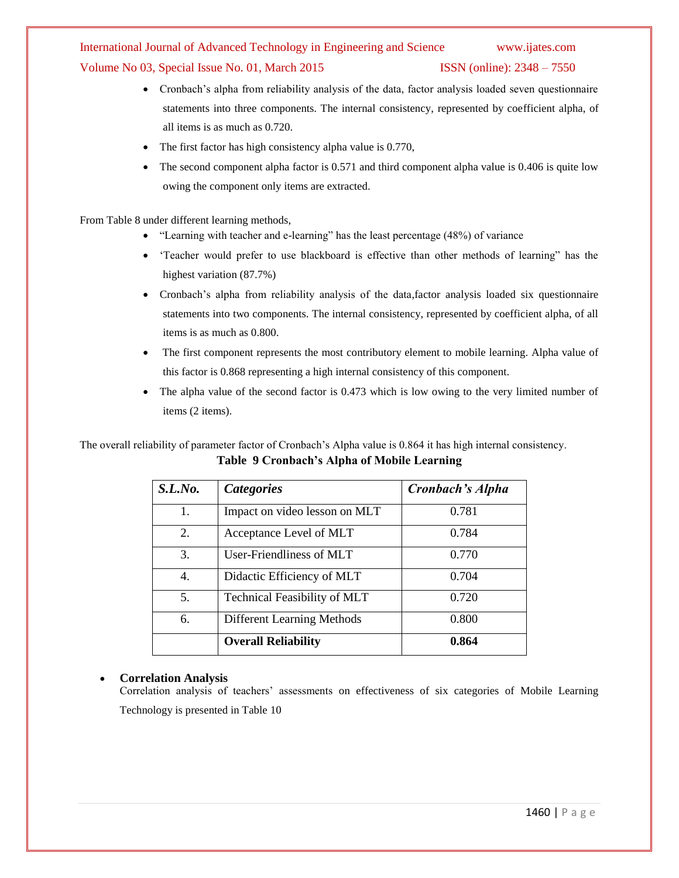- Cronbach's alpha from reliability analysis of the data, factor analysis loaded seven questionnaire statements into three components. The internal consistency, represented by coefficient alpha, of all items is as much as 0.720.
- The first factor has high consistency alpha value is 0.770,
- The second component alpha factor is 0.571 and third component alpha value is 0.406 is quite low owing the component only items are extracted.

From Table 8 under different learning methods,

- "Learning with teacher and e-learning" has the least percentage (48%) of variance
- 'Teacher would prefer to use blackboard is effective than other methods of learning" has the highest variation (87.7%)
- Cronbach's alpha from reliability analysis of the data,factor analysis loaded six questionnaire statements into two components. The internal consistency, represented by coefficient alpha, of all items is as much as 0.800.
- The first component represents the most contributory element to mobile learning. Alpha value of this factor is 0.868 representing a high internal consistency of this component.
- The alpha value of the second factor is 0.473 which is low owing to the very limited number of items (2 items).

The overall reliability of parameter factor of Cronbach's Alpha value is 0.864 it has high internal consistency.

**Table 9 Cronbach's Alpha of Mobile Learning**

| *S.L.No.* | *Categories* | *Cronbach's Alpha* |
|---|---|---|
| 1. | Impact on video lesson on MLT | 0.781 |
| 2. | Acceptance Level of MLT | 0.784 |
| 3. | User-Friendliness of MLT | 0.770 |
| 4. | Didactic Efficiency of MLT | 0.704 |
| 5. | Technical Feasibility of MLT | 0.720 |
| 6. | Different Learning Methods | 0.800 |
| | **Overall Reliability** | **0.864** |

- **Correlation Analysis**

  Correlation analysis of teachers' assessments on effectiveness of six categories of Mobile Learning Technology is presented in Table 10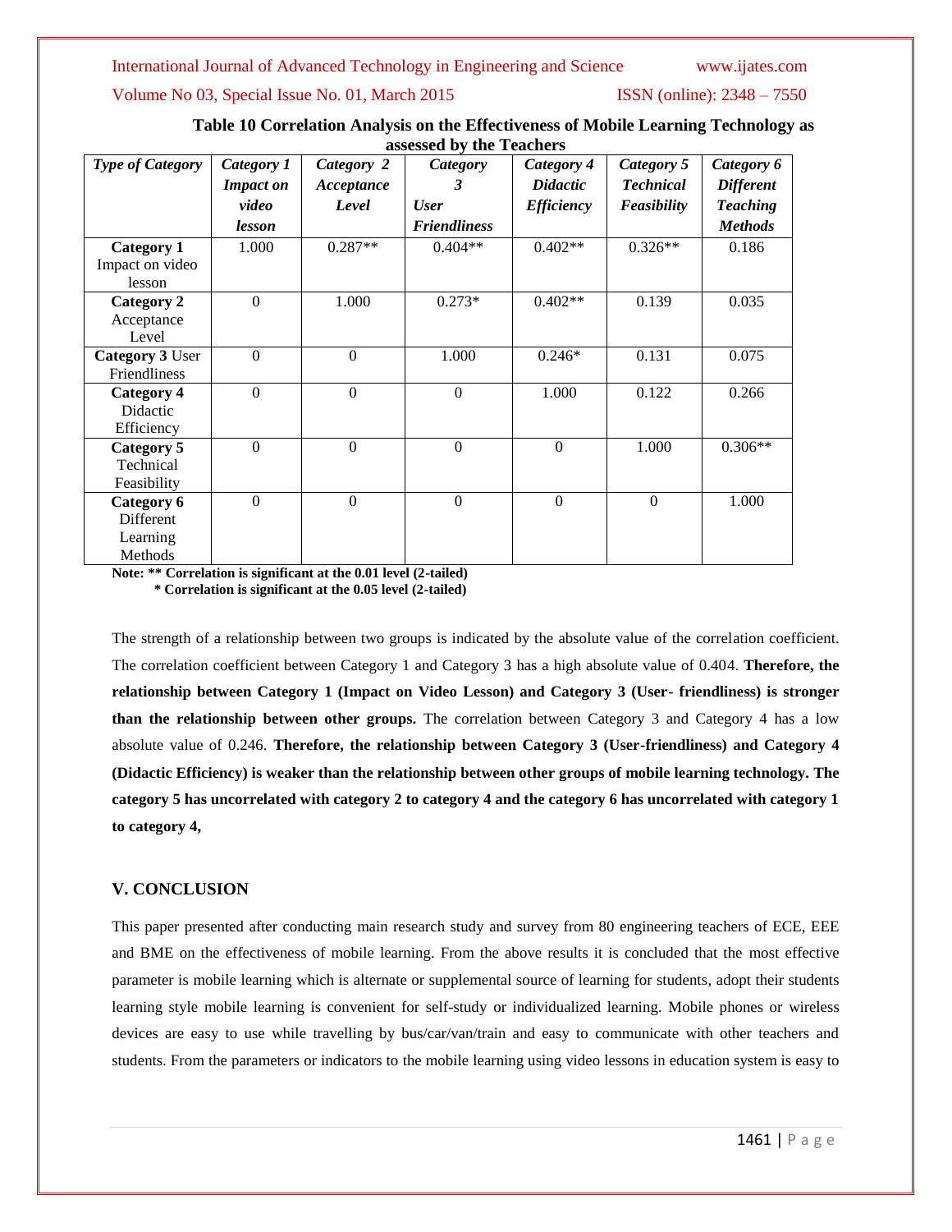**Table 10 Correlation Analysis on the Effectiveness of Mobile Learning Technology as assessed by the Teachers**

| *Type of Category* | *Category 1 Impact on video lesson* | *Category 2 Acceptance Level* | *Category 3 User Friendliness* | *Category 4 Didactic Efficiency* | *Category 5 Technical Feasibility* | *Category 6 Different Teaching Methods* |
|---|---|---|---|---|---|---|
| **Category 1** Impact on video lesson | 1.000 | 0.287** | 0.404** | 0.402** | 0.326** | 0.186 |
| **Category 2** Acceptance Level | 0 | 1.000 | 0.273* | 0.402** | 0.139 | 0.035 |
| **Category 3** User Friendliness | 0 | 0 | 1.000 | 0.246* | 0.131 | 0.075 |
| **Category 4** Didactic Efficiency | 0 | 0 | 0 | 1.000 | 0.122 | 0.266 |
| **Category 5** Technical Feasibility | 0 | 0 | 0 | 0 | 1.000 | 0.306** |
| **Category 6** Different Learning Methods | 0 | 0 | 0 | 0 | 0 | 1.000 |

**Note: ** Correlation is significant at the 0.01 level (2-tailed)**
**\* Correlation is significant at the 0.05 level (2-tailed)**

The strength of a relationship between two groups is indicated by the absolute value of the correlation coefficient. The correlation coefficient between Category 1 and Category 3 has a high absolute value of 0.404. **Therefore, the relationship between Category 1 (Impact on Video Lesson) and Category 3 (User- friendliness) is stronger than the relationship between other groups.** The correlation between Category 3 and Category 4 has a low absolute value of 0.246. **Therefore, the relationship between Category 3 (User-friendliness) and Category 4 (Didactic Efficiency) is weaker than the relationship between other groups of mobile learning technology. The category 5 has uncorrelated with category 2 to category 4 and the category 6 has uncorrelated with category 1 to category 4,**

## V. CONCLUSION

This paper presented after conducting main research study and survey from 80 engineering teachers of ECE, EEE and BME on the effectiveness of mobile learning. From the above results it is concluded that the most effective parameter is mobile learning which is alternate or supplemental source of learning for students, adopt their students learning style mobile learning is convenient for self-study or individualized learning. Mobile phones or wireless devices are easy to use while travelling by bus/car/van/train and easy to communicate with other teachers and students. From the parameters or indicators to the mobile learning using video lessons in education system is easy to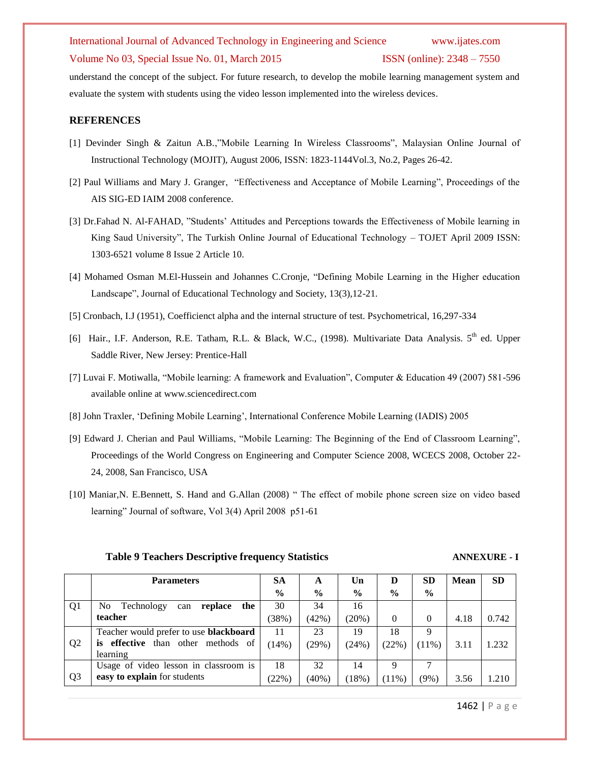understand the concept of the subject. For future research, to develop the mobile learning management system and evaluate the system with students using the video lesson implemented into the wireless devices.

## REFERENCES

[1] Devinder Singh & Zaitun A.B.,"Mobile Learning In Wireless Classrooms", Malaysian Online Journal of Instructional Technology (MOJIT), August 2006, ISSN: 1823-1144Vol.3, No.2, Pages 26-42.

[2] Paul Williams and Mary J. Granger, "Effectiveness and Acceptance of Mobile Learning", Proceedings of the AIS SIG-ED IAIM 2008 conference.

[3] Dr.Fahad N. Al-FAHAD, "Students' Attitudes and Perceptions towards the Effectiveness of Mobile learning in King Saud University", The Turkish Online Journal of Educational Technology – TOJET April 2009 ISSN: 1303-6521 volume 8 Issue 2 Article 10.

[4] Mohamed Osman M.El-Hussein and Johannes C.Cronje, "Defining Mobile Learning in the Higher education Landscape", Journal of Educational Technology and Society, 13(3),12-21.

[5] Cronbach, I.J (1951), Coefficienct alpha and the internal structure of test. Psychometrical, 16,297-334

[6] Hair., I.F. Anderson, R.E. Tatham, R.L. & Black, W.C., (1998). Multivariate Data Analysis. 5th ed. Upper Saddle River, New Jersey: Prentice-Hall

[7] Luvai F. Motiwalla, "Mobile learning: A framework and Evaluation", Computer & Education 49 (2007) 581-596 available online at www.sciencedirect.com

[8] John Traxler, 'Defining Mobile Learning', International Conference Mobile Learning (IADIS) 2005

[9] Edward J. Cherian and Paul Williams, "Mobile Learning: The Beginning of the End of Classroom Learning", Proceedings of the World Congress on Engineering and Computer Science 2008, WCECS 2008, October 22-24, 2008, San Francisco, USA

[10] Maniar,N. E.Bennett, S. Hand and G.Allan (2008) " The effect of mobile phone screen size on video based learning" Journal of software, Vol 3(4) April 2008 p51-61

**Table 9 Teachers Descriptive frequency Statistics** **ANNEXURE - I**

| | Parameters | SA % | A % | Un % | D % | SD % | Mean | SD |
|---|---|---|---|---|---|---|---|---|
| Q1 | No Technology can **replace the teacher** | 30 (38%) | 34 (42%) | 16 (20%) | 0 | 0 | 4.18 | 0.742 |
| Q2 | Teacher would prefer to use **blackboard is effective** than other methods of learning | 11 (14%) | 23 (29%) | 19 (24%) | 18 (22%) | 9 (11%) | 3.11 | 1.232 |
| Q3 | Usage of video lesson in classroom is **easy to explain** for students | 18 (22%) | 32 (40%) | 14 (18%) | 9 (11%) | 7 (9%) | 3.56 | 1.210 |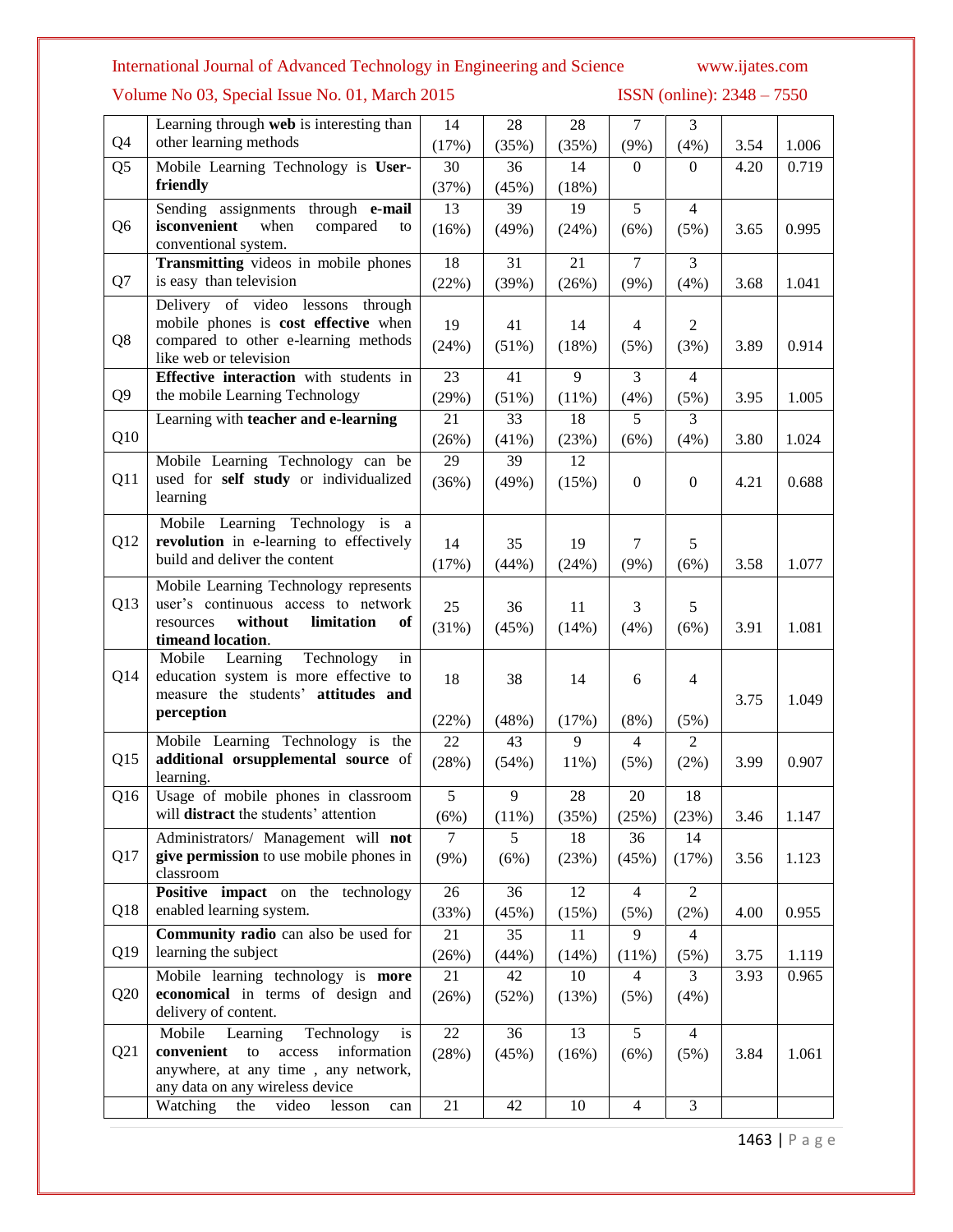| Q4 | Learning through **web** is interesting than other learning methods | 14 (17%) | 28 (35%) | 28 (35%) | 7 (9%) | 3 (4%) | 3.54 | 1.006 |
|---|---|---|---|---|---|---|---|---|
| Q5 | Mobile Learning Technology is **User-friendly** | 30 (37%) | 36 (45%) | 14 (18%) | 0 | 0 | 4.20 | 0.719 |
| Q6 | Sending assignments through **e-mail isconvenient** when compared to conventional system. | 13 (16%) | 39 (49%) | 19 (24%) | 5 (6%) | 4 (5%) | 3.65 | 0.995 |
| Q7 | **Transmitting** videos in mobile phones is easy than television | 18 (22%) | 31 (39%) | 21 (26%) | 7 (9%) | 3 (4%) | 3.68 | 1.041 |
| Q8 | Delivery of video lessons through mobile phones is **cost effective** when compared to other e-learning methods like web or television | 19 (24%) | 41 (51%) | 14 (18%) | 4 (5%) | 2 (3%) | 3.89 | 0.914 |
| Q9 | **Effective interaction** with students in the mobile Learning Technology | 23 (29%) | 41 (51%) | 9 (11%) | 3 (4%) | 4 (5%) | 3.95 | 1.005 |
| Q10 | Learning with **teacher and e-learning** | 21 (26%) | 33 (41%) | 18 (23%) | 5 (6%) | 3 (4%) | 3.80 | 1.024 |
| Q11 | Mobile Learning Technology can be used for **self study** or individualized learning | 29 (36%) | 39 (49%) | 12 (15%) | 0 | 0 | 4.21 | 0.688 |
| Q12 | Mobile Learning Technology is a **revolution** in e-learning to effectively build and deliver the content | 14 (17%) | 35 (44%) | 19 (24%) | 7 (9%) | 5 (6%) | 3.58 | 1.077 |
| Q13 | Mobile Learning Technology represents user's continuous access to network resources **without limitation of timeand location**. | 25 (31%) | 36 (45%) | 11 (14%) | 3 (4%) | 5 (6%) | 3.91 | 1.081 |
| Q14 | Mobile Learning Technology in education system is more effective to measure the students' **attitudes and perception** | 18 (22%) | 38 (48%) | 14 (17%) | 6 (8%) | 4 (5%) | 3.75 | 1.049 |
| Q15 | Mobile Learning Technology is the **additional orsupplemental source** of learning. | 22 (28%) | 43 (54%) | 9 11%) | 4 (5%) | 2 (2%) | 3.99 | 0.907 |
| Q16 | Usage of mobile phones in classroom will **distract** the students' attention | 5 (6%) | 9 (11%) | 28 (35%) | 20 (25%) | 18 (23%) | 3.46 | 1.147 |
| Q17 | Administrators/ Management will **not give permission** to use mobile phones in classroom | 7 (9%) | 5 (6%) | 18 (23%) | 36 (45%) | 14 (17%) | 3.56 | 1.123 |
| Q18 | **Positive impact** on the technology enabled learning system. | 26 (33%) | 36 (45%) | 12 (15%) | 4 (5%) | 2 (2%) | 4.00 | 0.955 |
| Q19 | **Community radio** can also be used for learning the subject | 21 (26%) | 35 (44%) | 11 (14%) | 9 (11%) | 4 (5%) | 3.75 | 1.119 |
| Q20 | Mobile learning technology is **more economical** in terms of design and delivery of content. | 21 (26%) | 42 (52%) | 10 (13%) | 4 (5%) | 3 (4%) | 3.93 | 0.965 |
| Q21 | Mobile Learning Technology is **convenient** to access information anywhere, at any time , any network, any data on any wireless device | 22 (28%) | 36 (45%) | 13 (16%) | 5 (6%) | 4 (5%) | 3.84 | 1.061 |
| | Watching the video lesson can | 21 | 42 | 10 | 4 | 3 | | |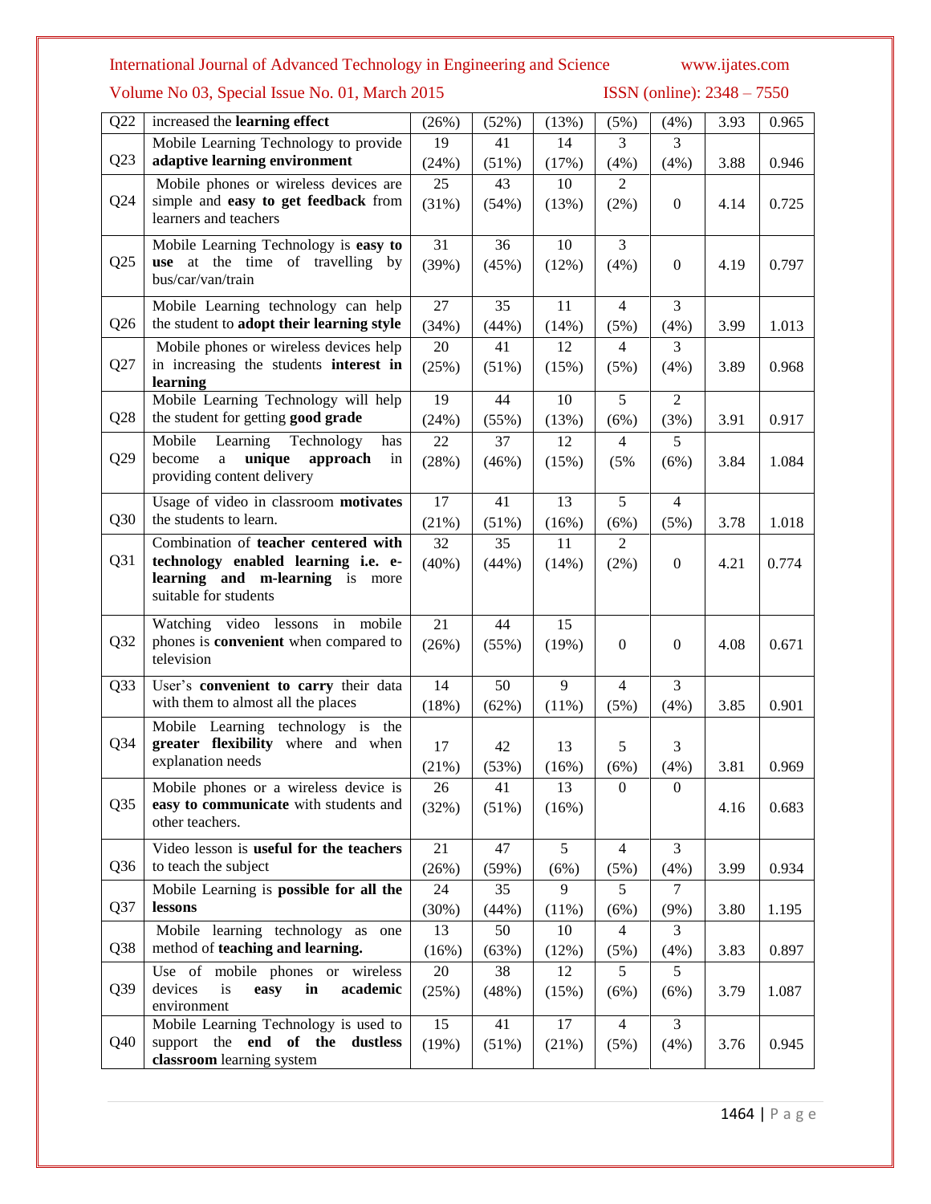| Q22 | increased the **learning effect** | (26%) | (52%) | (13%) | (5%) | (4%) | 3.93 | 0.965 |
|---|---|---|---|---|---|---|---|---|
| Q23 | Mobile Learning Technology to provide **adaptive learning environment** | 19 (24%) | 41 (51%) | 14 (17%) | 3 (4%) | 3 (4%) | 3.88 | 0.946 |
| Q24 | Mobile phones or wireless devices are simple and **easy to get feedback** from learners and teachers | 25 (31%) | 43 (54%) | 10 (13%) | 2 (2%) | 0 | 4.14 | 0.725 |
| Q25 | Mobile Learning Technology is **easy to use** at the time of travelling by bus/car/van/train | 31 (39%) | 36 (45%) | 10 (12%) | 3 (4%) | 0 | 4.19 | 0.797 |
| Q26 | Mobile Learning technology can help the student to **adopt their learning style** | 27 (34%) | 35 (44%) | 11 (14%) | 4 (5%) | 3 (4%) | 3.99 | 1.013 |
| Q27 | Mobile phones or wireless devices help in increasing the students **interest in learning** | 20 (25%) | 41 (51%) | 12 (15%) | 4 (5%) | 3 (4%) | 3.89 | 0.968 |
| Q28 | Mobile Learning Technology will help the student for getting **good grade** | 19 (24%) | 44 (55%) | 10 (13%) | 5 (6%) | 2 (3%) | 3.91 | 0.917 |
| Q29 | Mobile Learning Technology has become a **unique approach** in providing content delivery | 22 (28%) | 37 (46%) | 12 (15%) | 4 (5% | 5 (6%) | 3.84 | 1.084 |
| Q30 | Usage of video in classroom **motivates** the students to learn. | 17 (21%) | 41 (51%) | 13 (16%) | 5 (6%) | 4 (5%) | 3.78 | 1.018 |
| Q31 | Combination of **teacher centered with technology enabled learning i.e. e-learning and m-learning** is more suitable for students | 32 (40%) | 35 (44%) | 11 (14%) | 2 (2%) | 0 | 4.21 | 0.774 |
| Q32 | Watching video lessons in mobile phones is **convenient** when compared to television | 21 (26%) | 44 (55%) | 15 (19%) | 0 | 0 | 4.08 | 0.671 |
| Q33 | User's **convenient to carry** their data with them to almost all the places | 14 (18%) | 50 (62%) | 9 (11%) | 4 (5%) | 3 (4%) | 3.85 | 0.901 |
| Q34 | Mobile Learning technology is the **greater flexibility** where and when explanation needs | 17 (21%) | 42 (53%) | 13 (16%) | 5 (6%) | 3 (4%) | 3.81 | 0.969 |
| Q35 | Mobile phones or a wireless device is **easy to communicate** with students and other teachers. | 26 (32%) | 41 (51%) | 13 (16%) | 0 | 0 | 4.16 | 0.683 |
| Q36 | Video lesson is **useful for the teachers** to teach the subject | 21 (26%) | 47 (59%) | 5 (6%) | 4 (5%) | 3 (4%) | 3.99 | 0.934 |
| Q37 | Mobile Learning is **possible for all the lessons** | 24 (30%) | 35 (44%) | 9 (11%) | 5 (6%) | 7 (9%) | 3.80 | 1.195 |
| Q38 | Mobile learning technology as one method of **teaching and learning.** | 13 (16%) | 50 (63%) | 10 (12%) | 4 (5%) | 3 (4%) | 3.83 | 0.897 |
| Q39 | Use of mobile phones or wireless devices is **easy in academic** environment | 20 (25%) | 38 (48%) | 12 (15%) | 5 (6%) | 5 (6%) | 3.79 | 1.087 |
| Q40 | Mobile Learning Technology is used to support the **end of the dustless classroom** learning system | 15 (19%) | 41 (51%) | 17 (21%) | 4 (5%) | 3 (4%) | 3.76 | 0.945 |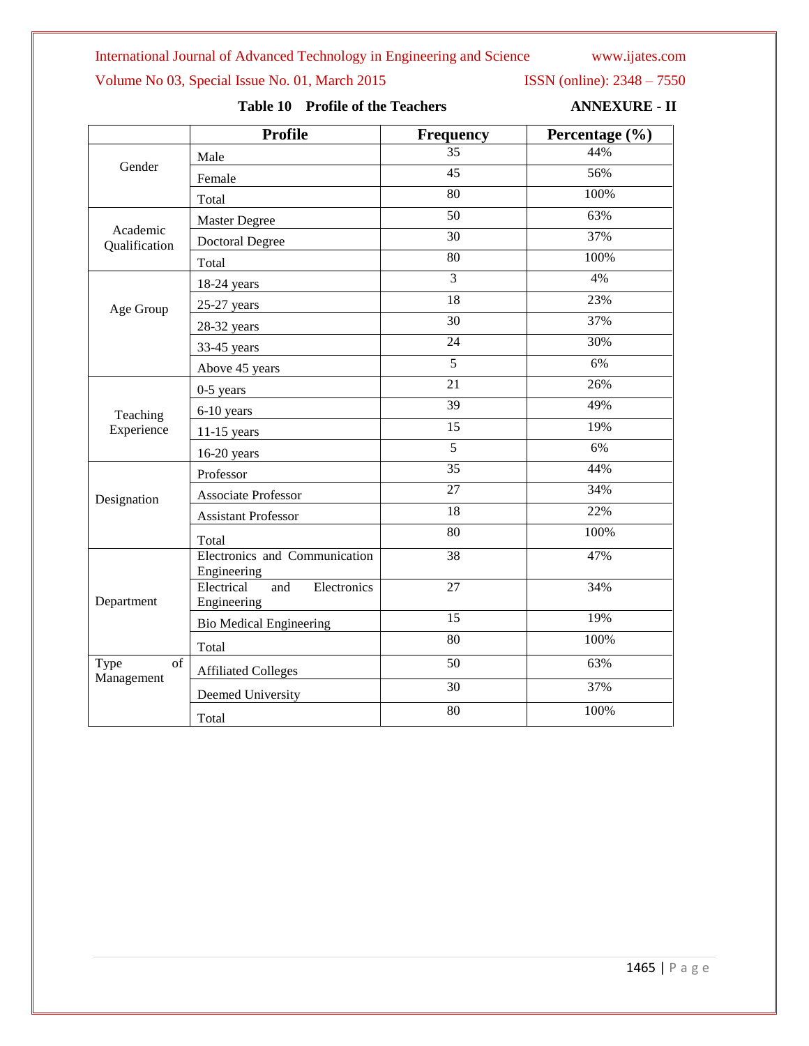**Table 10 Profile of the Teachers** **ANNEXURE - II**

| | Profile | Frequency | Percentage (%) |
|---|---|---|---|
| Gender | Male | 35 | 44% |
| | Female | 45 | 56% |
| | Total | 80 | 100% |
| Academic Qualification | Master Degree | 50 | 63% |
| | Doctoral Degree | 30 | 37% |
| | Total | 80 | 100% |
| Age Group | 18-24 years | 3 | 4% |
| | 25-27 years | 18 | 23% |
| | 28-32 years | 30 | 37% |
| | 33-45 years | 24 | 30% |
| | Above 45 years | 5 | 6% |
| Teaching Experience | 0-5 years | 21 | 26% |
| | 6-10 years | 39 | 49% |
| | 11-15 years | 15 | 19% |
| | 16-20 years | 5 | 6% |
| Designation | Professor | 35 | 44% |
| | Associate Professor | 27 | 34% |
| | Assistant Professor | 18 | 22% |
| | Total | 80 | 100% |
| Department | Electronics and Communication Engineering | 38 | 47% |
| | Electrical and Electronics Engineering | 27 | 34% |
| | Bio Medical Engineering | 15 | 19% |
| | Total | 80 | 100% |
| Type of Management | Affiliated Colleges | 50 | 63% |
| | Deemed University | 30 | 37% |
| | Total | 80 | 100% |